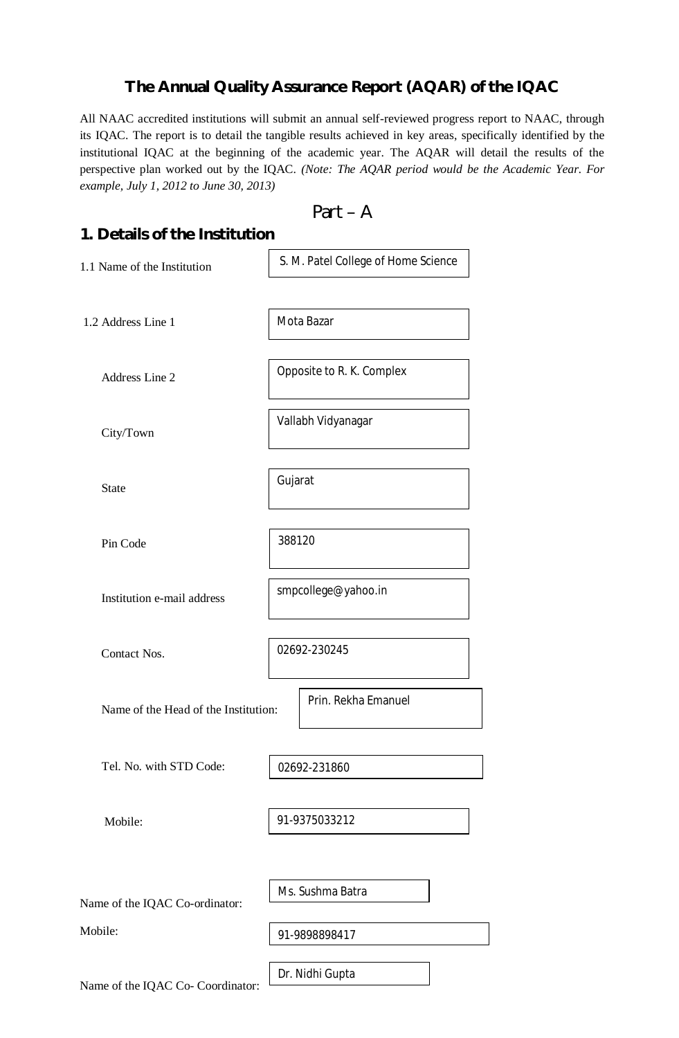# The Annual Quality Assurance Report (AQAR) of the IQAC

All NAAC accredited institutions will submit an annual self-reviewed progress report to NAAC, through its IQAC. The report is to detail the tangible results achieved in key areas, specifically identified by the institutional IQAC at the beginning of the academic year. The AQAR will detail the results of the perspective plan worked out by the IQAC. *(Note: The AQAR period would be the Academic Year. For example, July 1, 2012 to June 30, 2013)*

## Part – A

### 1. Details of the Institution

| | |
|---|---|
| 1.1 Name of the Institution | S. M. Patel College of Home Science |
| 1.2 Address Line 1 | Mota Bazar |
| Address Line 2 | Opposite to R. K. Complex |
| City/Town | Vallabh Vidyanagar |
| State | Gujarat |
| Pin Code | 388120 |
| Institution e-mail address | smpcollege@yahoo.in |
| Contact Nos. | 02692-230245 |
| Name of the Head of the Institution: | Prin. Rekha Emanuel |
| Tel. No. with STD Code: | 02692-231860 |
| Mobile: | 91-9375033212 |
| Name of the IQAC Co-ordinator: | Ms. Sushma Batra |
| Mobile: | 91-9898898417 |
| Name of the IQAC Co- Coordinator: | Dr. Nidhi Gupta |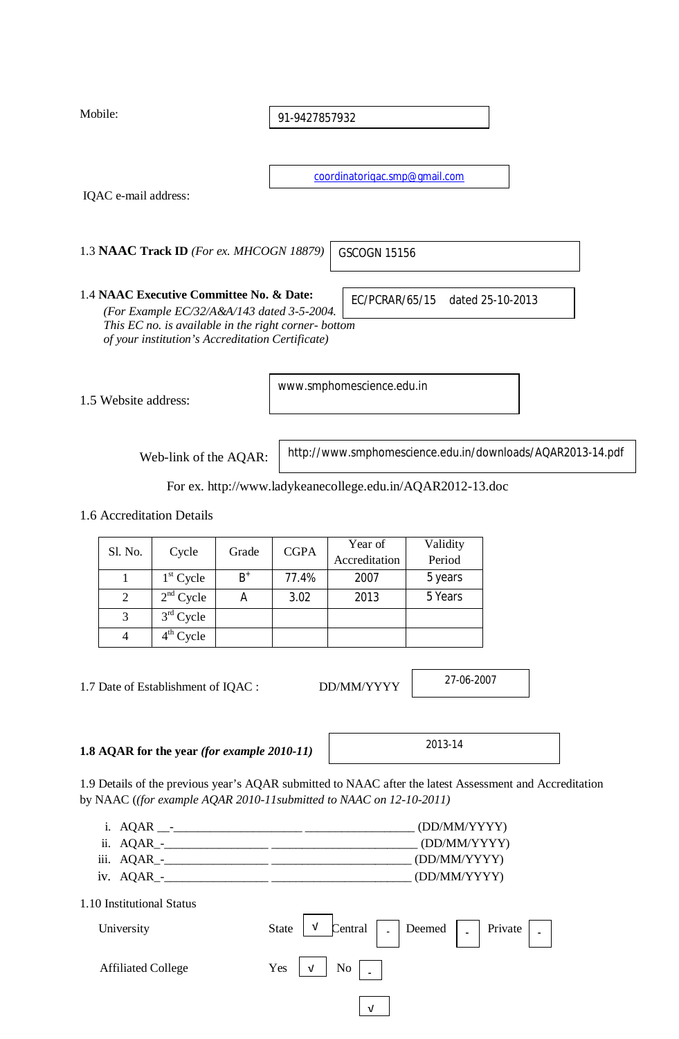Mobile: 91-9427857932

IQAC e-mail address: coordinatoriqac.smp@gmail.com

1.3 **NAACTrack ID** *(For ex. MHCOGN 18879)* GSCOGN 15156

1.4 **NAAC Executive Committee No. & Date:** EC/PCRAR/65/15 dated 25-10-2013

*(For Example EC/32/A&A/143 dated 3-5-2004. This EC no. is available in the right corner- bottom of your institution's Accreditation Certificate)*

1.5 Website address: www.smphomescience.edu.in

Web-link of the AQAR: http://www.smphomescience.edu.in/downloads/AQAR2013-14.pdf

For ex. http://www.ladykeanecollege.edu.in/AQAR2012-13.doc

1.6 Accreditation Details

| Sl. No. | Cycle | Grade | CGPA | Year of Accreditation | Validity Period |
|---|---|---|---|---|---|
| 1 | 1st Cycle | B+ | 77.4% | 2007 | 5 years |
| 2 | 2nd Cycle | A | 3.02 | 2013 | 5 Years |
| 3 | 3rd Cycle | | | | |
| 4 | 4th Cycle | | | | |

1.7 Date of Establishment of IQAC : DD/MM/YYYY 27-06-2007

**1.8 AQAR for the year *(for example 2010-11)*** 2013-14

1.9 Details of the previous year's AQAR submitted to NAAC after the latest Assessment and Accreditation by NAAC (*(for example AQAR 2010-11submitted to NAAC on 12-10-2011)*

i. AQAR __-_____________________ __________________ (DD/MM/YYYY)
ii. AQAR_-_________________ ________________________ (DD/MM/YYYY)
iii. AQAR_-_________________ _______________________ (DD/MM/YYYY)
iv. AQAR_-_________________ _______________________ (DD/MM/YYYY)

1.10 Institutional Status

University State √ Central - Deemed - Private -

Affiliated College Yes √ No -

√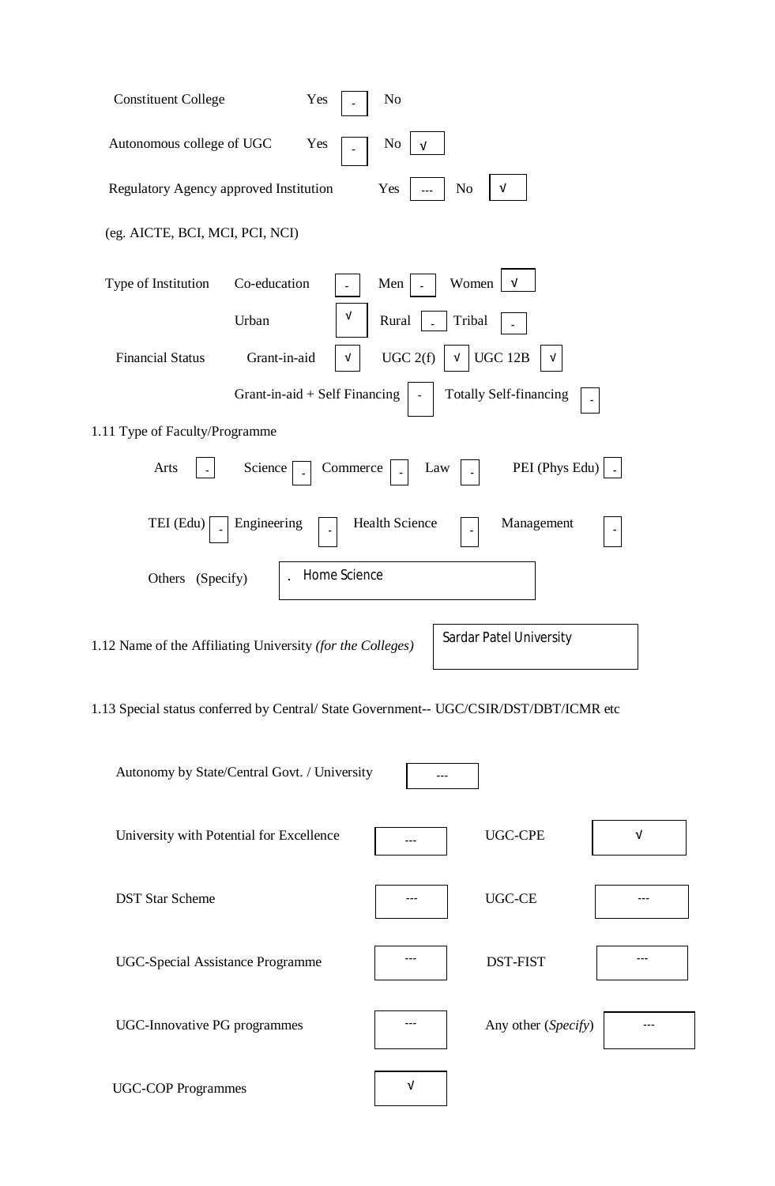Constituent College Yes - No

Autonomous college of UGC Yes - No √

Regulatory Agency approved Institution Yes --- No √

(eg. AICTE, BCI, MCI, PCI, NCI)

Type of Institution Co-education - Men - Women √

Urban √ Rural - Tribal -

Financial Status Grant-in-aid √ UGC 2(f) √ UGC 12B √

Grant-in-aid + Self Financing - Totally Self-financing -

1.11 Type of Faculty/Programme

Arts - Science - Commerce - Law - PEI (Phys Edu) -

TEI (Edu) - Engineering - Health Science - Management -

Others (Specify) . Home Science

1.12 Name of the Affiliating University *(for the Colleges)* Sardar Patel University

1.13 Special status conferred by Central/ State Government-- UGC/CSIR/DST/DBT/ICMR etc

Autonomy by State/Central Govt. / University ---

| | | | |
|---|---|---|---|
| University with Potential for Excellence | --- | UGC-CPE | √ |
| DST Star Scheme | --- | UGC-CE | --- |
| UGC-Special Assistance Programme | --- | DST-FIST | --- |
| UGC-Innovative PG programmes | --- | Any other (*Specify*) | --- |
| UGC-COP Programmes | √ | | |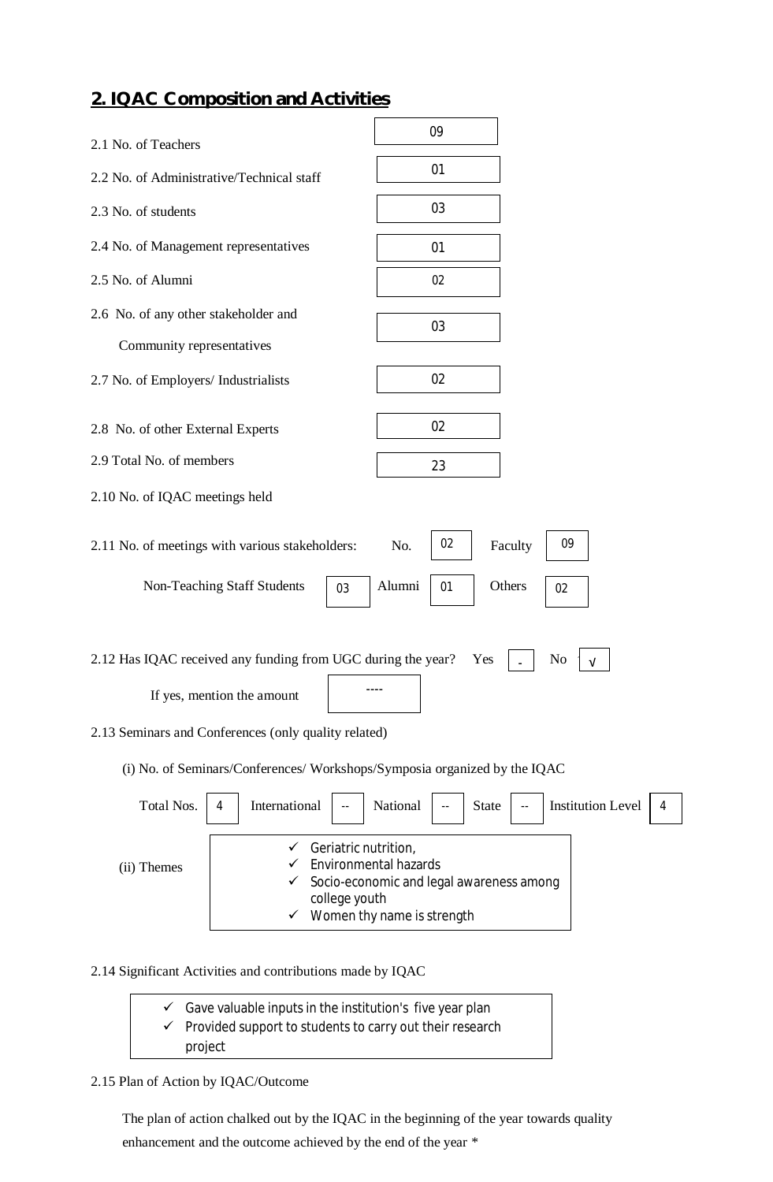## 2. IQAC Composition and Activities

2.1 No. of Teachers: 09

2.2 No. of Administrative/Technical staff: 01

2.3 No. of students: 03

2.4 No. of Management representatives: 01

2.5 No. of Alumni: 02

2.6 No. of any other stakeholder and Community representatives: 03

2.7 No. of Employers/ Industrialists: 02

2.8 No. of other External Experts: 02

2.9 Total No. of members: 23

2.10 No. of IQAC meetings held

2.11 No. of meetings with various stakeholders: No. 02 Faculty 09

Non-Teaching Staff Students 03 Alumni 01 Others 02

2.12 Has IQAC received any funding from UGC during the year? Yes - No √

If yes, mention the amount ----

2.13 Seminars and Conferences (only quality related)

(i) No. of Seminars/Conferences/ Workshops/Symposia organized by the IQAC

| Total Nos. | International | National | State | Institution Level |
|---|---|---|---|---|
| 4 | -- | -- | -- | 4 |

(ii) Themes

- ✓ Geriatric nutrition,
- ✓ Environmental hazards
- ✓ Socio-economic and legal awareness among college youth
- ✓ Women thy name is strength

2.14 Significant Activities and contributions made by IQAC

- ✓ Gave valuable inputs in the institution's five year plan
- ✓ Provided support to students to carry out their research project

2.15 Plan of Action by IQAC/Outcome

The plan of action chalked out by the IQAC in the beginning of the year towards quality enhancement and the outcome achieved by the end of the year *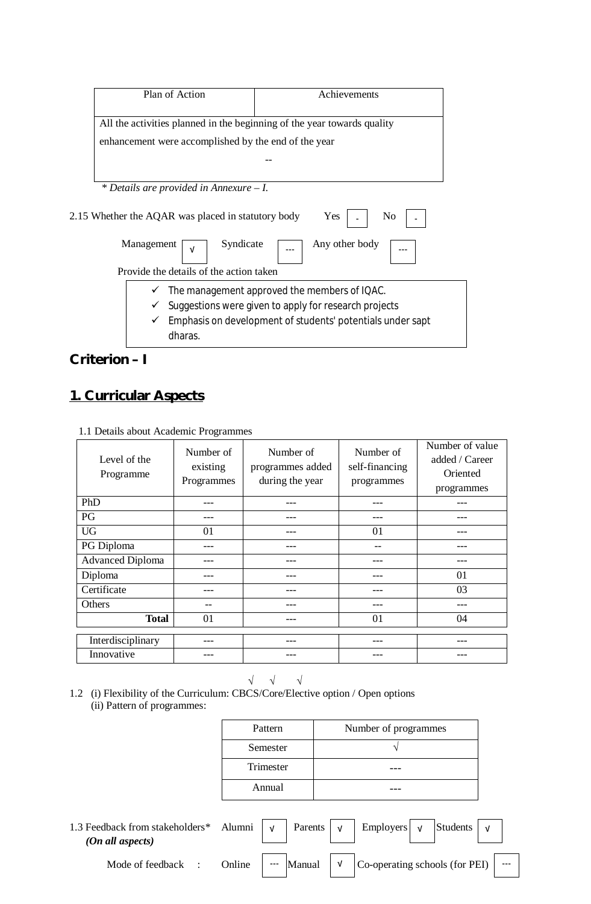| Plan of Action | Achievements |
|---|---|
| All the activities planned in the beginning of the year towards quality enhancement were accomplished by the end of the year | -- |

*\* Details are provided in Annexure – I.*

2.15 Whether the AQAR was placed in statutory body  Yes [ - ]  No [ - ]

Management [ √ ]  Syndicate [ --- ]  Any other body [ --- ]

Provide the details of the action taken

- ✓ The management approved the members of IQAC.
- ✓ Suggestions were given to apply for research projects
- ✓ Emphasis on development of students' potentials under sapt dharas.

## Criterion – I

## 1. Curricular Aspects

1.1 Details about Academic Programmes

| Level of the Programme | Number of existing Programmes | Number of programmes added during the year | Number of self-financing programmes | Number of value added / Career Oriented programmes |
|---|---|---|---|---|
| PhD | --- | --- | --- | --- |
| PG | --- | --- | --- | --- |
| UG | 01 | --- | 01 | --- |
| PG Diploma | --- | --- | -- | --- |
| Advanced Diploma | --- | --- | --- | --- |
| Diploma | --- | --- | --- | 01 |
| Certificate | --- | --- | --- | 03 |
| Others | -- | --- | --- | --- |
| **Total** | 01 | --- | 01 | 04 |
| Interdisciplinary | --- | --- | --- | --- |
| Innovative | --- | --- | --- | --- |

1.2 (i) Flexibility of the Curriculum: CBCS/Core/Elective option / Open options (√ Core, √ Elective option, √ Open options)

(ii) Pattern of programmes:

| Pattern | Number of programmes |
|---|---|
| Semester | √ |
| Trimester | --- |
| Annual | --- |

1.3 Feedback from stakeholders*  Alumni [ √ ]  Parents [ √ ]  Employers [ √ ]  Students [ √ ]
*(On all aspects)*

Mode of feedback : Online [ --- ]  Manual [ √ ]  Co-operating schools (for PEI) [ --- ]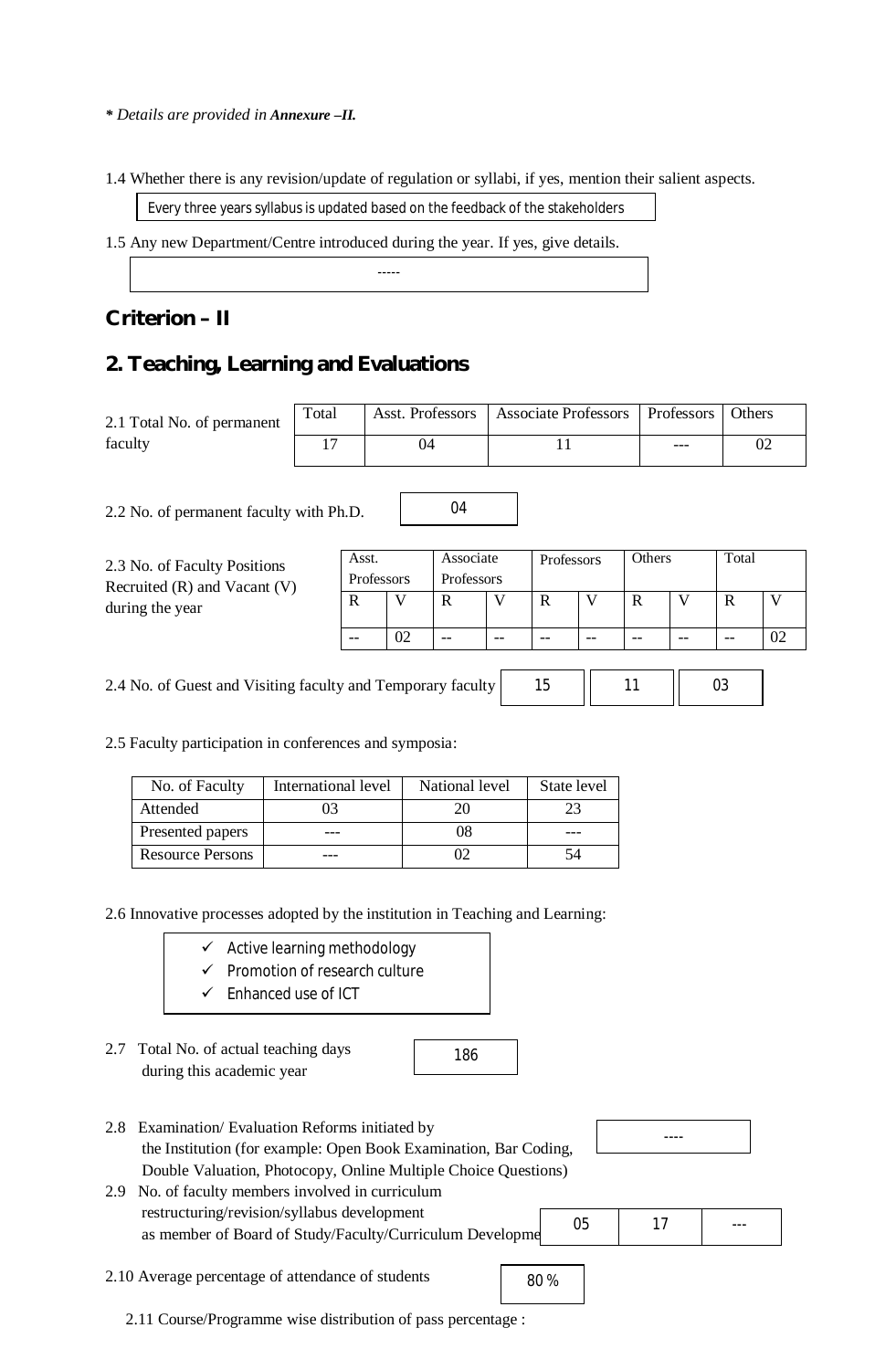*** *Details are provided in* ***Annexure –II.***

1.4 Whether there is any revision/update of regulation or syllabi, if yes, mention their salient aspects.

Every three years syllabus is updated based on the feedback of the stakeholders

1.5 Any new Department/Centre introduced during the year. If yes, give details.

-----

## Criterion – II

## 2. Teaching, Learning and Evaluations

2.1 Total No. of permanent faculty

| Total | Asst. Professors | Associate Professors | Professors | Others |
|---|---|---|---|---|
| 17 | 04 | 11 | --- | 02 |

2.2 No. of permanent faculty with Ph.D. 04

2.3 No. of Faculty Positions Recruited (R) and Vacant (V) during the year

| Asst. Professors | | Associate Professors | | Professors | | Others | | Total | |
|---|---|---|---|---|---|---|---|---|---|
| R | V | R | V | R | V | R | V | R | V |
| -- | 02 | -- | -- | -- | -- | -- | -- | -- | 02 |

2.4 No. of Guest and Visiting faculty and Temporary faculty

| 15 | 11 | 03 |
|---|---|---|

2.5 Faculty participation in conferences and symposia:

| No. of Faculty | International level | National level | State level |
|---|---|---|---|
| Attended | 03 | 20 | 23 |
| Presented papers | --- | 08 | --- |
| Resource Persons | --- | 02 | 54 |

2.6 Innovative processes adopted by the institution in Teaching and Learning:

- ✓ Active learning methodology
- ✓ Promotion of research culture
- ✓ Enhanced use of ICT

2.7 Total No. of actual teaching days during this academic year 186

2.8 Examination/ Evaluation Reforms initiated by the Institution (for example: Open Book Examination, Bar Coding, Double Valuation, Photocopy, Online Multiple Choice Questions) ----

2.9 No. of faculty members involved in curriculum restructuring/revision/syllabus development as member of Board of Study/Faculty/Curriculum Developme

| 05 | 17 | --- |
|---|---|---|

2.10 Average percentage of attendance of students 80 %

2.11 Course/Programme wise distribution of pass percentage :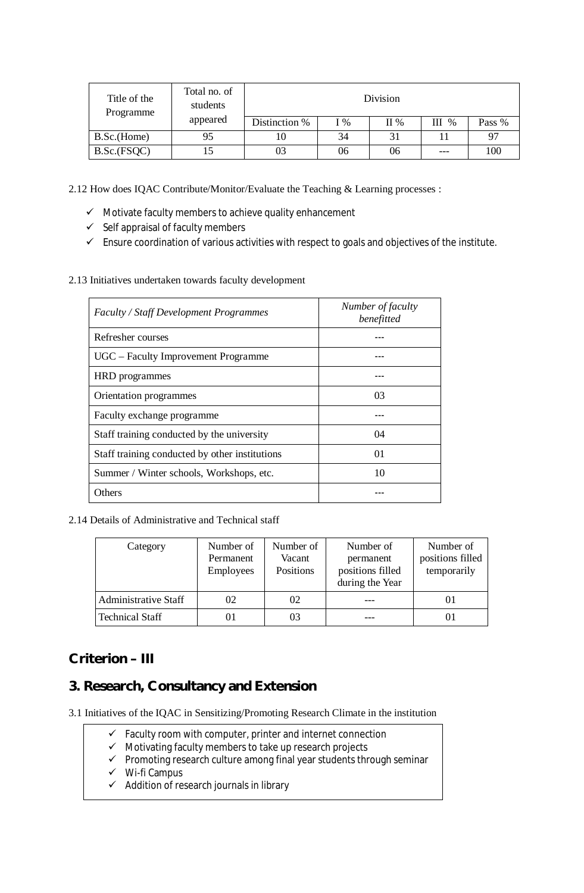| Title of the Programme | Total no. of students appeared | Division | | | | |
|---|---|---|---|---|---|---|
| | | Distinction % | I % | II % | III % | Pass % |
| B.Sc.(Home) | 95 | 10 | 34 | 31 | 11 | 97 |
| B.Sc.(FSQC) | 15 | 03 | 06 | 06 | --- | 100 |

2.12 How does IQAC Contribute/Monitor/Evaluate the Teaching & Learning processes :

- ✓ Motivate faculty members to achieve quality enhancement
- ✓ Self appraisal of faculty members
- ✓ Ensure coordination of various activities with respect to goals and objectives of the institute.

2.13 Initiatives undertaken towards faculty development

| *Faculty / Staff Development Programmes* | *Number of faculty benefitted* |
|---|---|
| Refresher courses | --- |
| UGC – Faculty Improvement Programme | --- |
| HRD programmes | --- |
| Orientation programmes | 03 |
| Faculty exchange programme | --- |
| Staff training conducted by the university | 04 |
| Staff training conducted by other institutions | 01 |
| Summer / Winter schools, Workshops, etc. | 10 |
| Others | --- |

2.14 Details of Administrative and Technical staff

| Category | Number of Permanent Employees | Number of Vacant Positions | Number of permanent positions filled during the Year | Number of positions filled temporarily |
|---|---|---|---|---|
| Administrative Staff | 02 | 02 | --- | 01 |
| Technical Staff | 01 | 03 | --- | 01 |

## Criterion – III

## 3. Research, Consultancy and Extension

3.1 Initiatives of the IQAC in Sensitizing/Promoting Research Climate in the institution

- ✓ Faculty room with computer, printer and internet connection
- ✓ Motivating faculty members to take up research projects
- ✓ Promoting research culture among final year students through seminar
- ✓ Wi-fi Campus
- ✓ Addition of research journals in library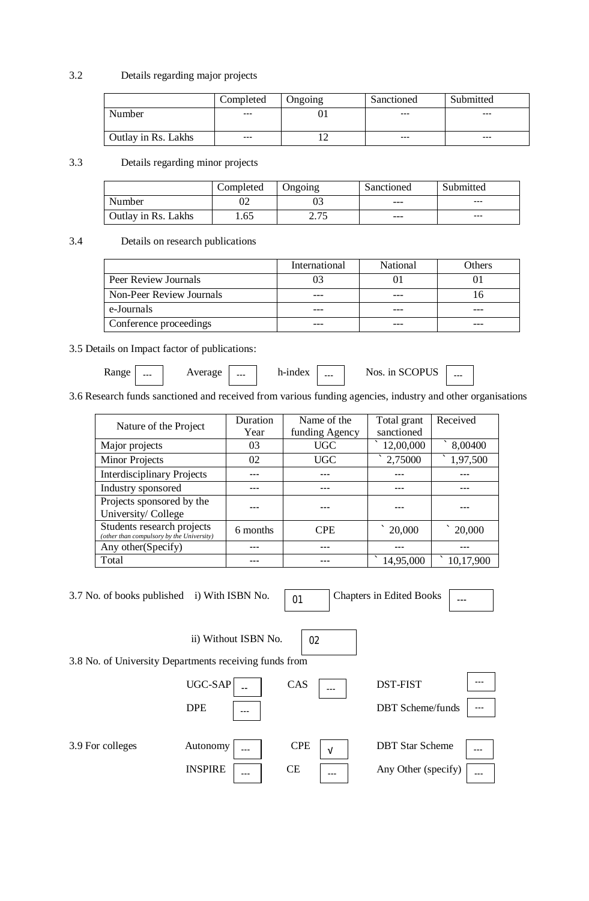3.2 Details regarding major projects

| | Completed | Ongoing | Sanctioned | Submitted |
|---|---|---|---|---|
| Number | --- | 01 | --- | --- |
| Outlay in Rs. Lakhs | --- | 12 | --- | --- |

3.3 Details regarding minor projects

| | Completed | Ongoing | Sanctioned | Submitted |
|---|---|---|---|---|
| Number | 02 | 03 | --- | --- |
| Outlay in Rs. Lakhs | 1.65 | 2.75 | --- | --- |

3.4 Details on research publications

| | International | National | Others |
|---|---|---|---|
| Peer Review Journals | 03 | 01 | 01 |
| Non-Peer Review Journals | --- | --- | 16 |
| e-Journals | --- | --- | --- |
| Conference proceedings | --- | --- | --- |

3.5 Details on Impact factor of publications:

Range --- Average --- h-index --- Nos. in SCOPUS ---

3.6 Research funds sanctioned and received from various funding agencies, industry and other organisations

| Nature of the Project | Duration Year | Name of the funding Agency | Total grant sanctioned | Received |
|---|---|---|---|---|
| Major projects | 03 | UGC | ` 12,00,000 | ` 8,00400 |
| Minor Projects | 02 | UGC | ` 2,75000 | ` 1,97,500 |
| Interdisciplinary Projects | --- | --- | --- | --- |
| Industry sponsored | --- | --- | --- | --- |
| Projects sponsored by the University/ College | --- | --- | --- | --- |
| Students research projects *(other than compulsory by the University)* | 6 months | CPE | ` 20,000 | ` 20,000 |
| Any other(Specify) | --- | --- | --- | --- |
| Total | --- | --- | ` 14,95,000 | ` 10,17,900 |

3.7 No. of books published i) With ISBN No. 01 Chapters in Edited Books ---

ii) Without ISBN No. 02

3.8 No. of University Departments receiving funds from

UGC-SAP -- CAS --- DST-FIST ---

DPE --- DBT Scheme/funds ---

3.9 For colleges Autonomy --- CPE √ DBT Star Scheme ---

INSPIRE --- CE --- Any Other (specify) ---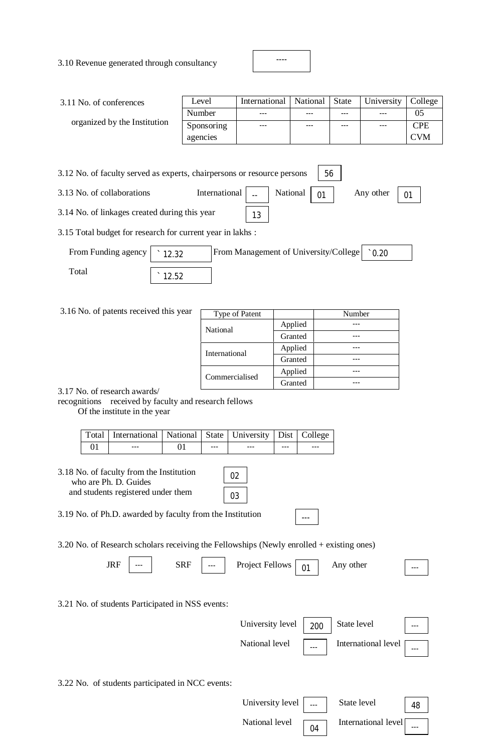3.10 Revenue generated through consultancy ----

3.11 No. of conferences organized by the Institution

| Level | International | National | State | University | College |
|---|---|---|---|---|---|
| Number | --- | --- | --- | --- | 05 |
| Sponsoring agencies | --- | --- | --- | --- | CPE CVM |

3.12 No. of faculty served as experts, chairpersons or resource persons 56

3.13 No. of collaborations International -- National 01 Any other 01

3.14 No. of linkages created during this year 13

3.15 Total budget for research for current year in lakhs :

From Funding agency ` 12.32 From Management of University/College `0.20

Total ` 12.52

3.16 No. of patents received this year

| Type of Patent | | Number |
|---|---|---|
| National | Applied | --- |
| | Granted | --- |
| International | Applied | --- |
| | Granted | --- |
| Commercialised | Applied | --- |
| | Granted | --- |

3.17 No. of research awards/ recognitions received by faculty and research fellows Of the institute in the year

| Total | International | National | State | University | Dist | College |
|---|---|---|---|---|---|---|
| 01 | --- | 01 | --- | --- | --- | --- |

3.18 No. of faculty from the Institution who are Ph. D. Guides 02
and students registered under them 03

3.19 No. of Ph.D. awarded by faculty from the Institution ---

3.20 No. of Research scholars receiving the Fellowships (Newly enrolled + existing ones)

JRF --- SRF --- Project Fellows 01 Any other ---

3.21 No. of students Participated in NSS events:

University level 200 State level ---
National level --- International level ---

3.22 No. of students participated in NCC events:

University level --- State level 48
National level 04 International level ---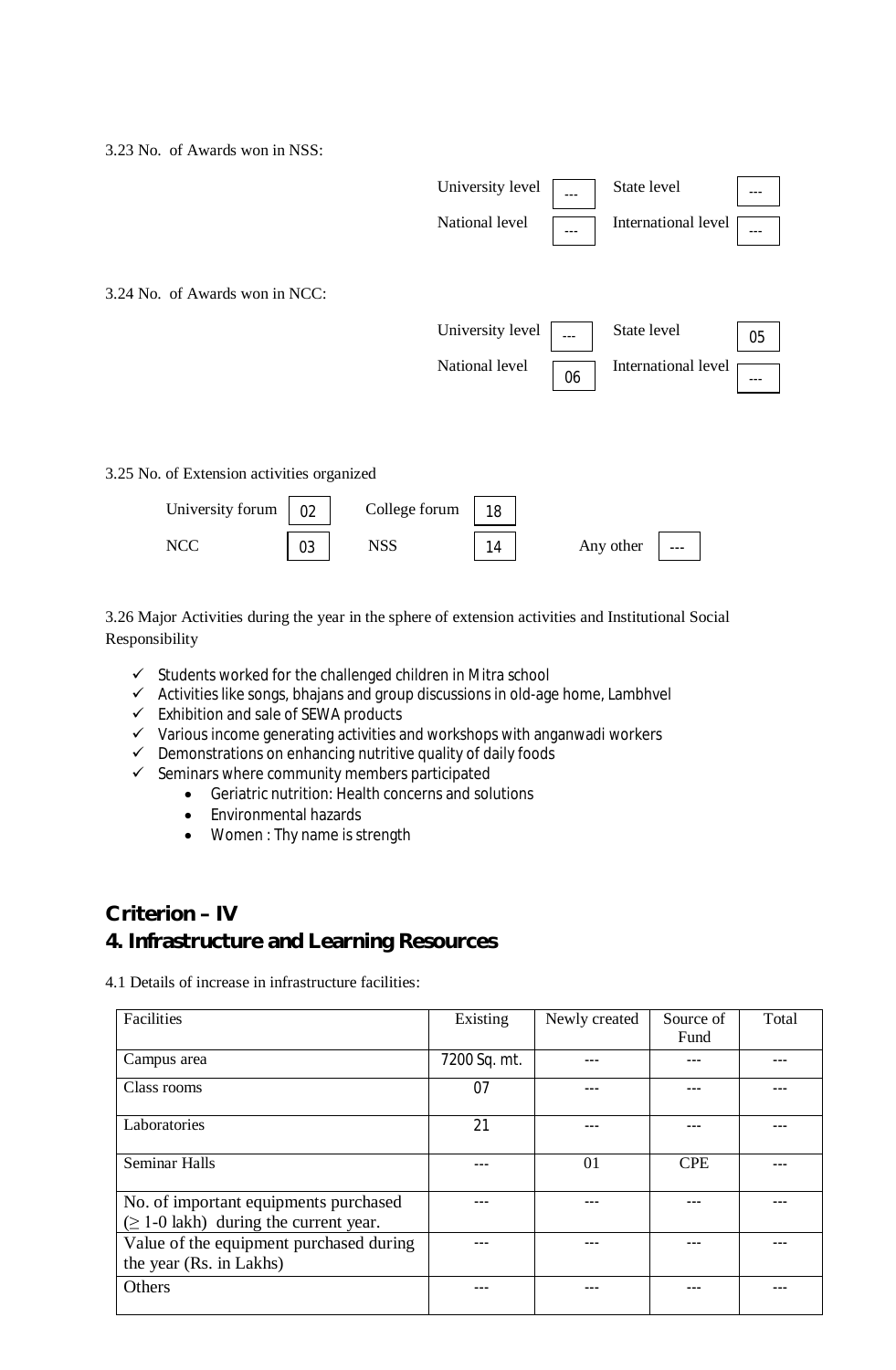3.23 No. of Awards won in NSS:

| | | | |
|---|---|---|---|
| University level | --- | State level | --- |
| National level | --- | International level | --- |

3.24 No. of Awards won in NCC:

| | | | |
|---|---|---|---|
| University level | --- | State level | 05 |
| National level | 06 | International level | --- |

3.25 No. of Extension activities organized

| | | | | | |
|---|---|---|---|---|---|
| University forum | 02 | College forum | 18 | | |
| NCC | 03 | NSS | 14 | Any other | --- |

3.26 Major Activities during the year in the sphere of extension activities and Institutional Social Responsibility

- ✓ Students worked for the challenged children in Mitra school
- ✓ Activities like songs, bhajans and group discussions in old-age home, Lambhvel
- ✓ Exhibition and sale of SEWA products
- ✓ Various income generating activities and workshops with anganwadi workers
- ✓ Demonstrations on enhancing nutritive quality of daily foods
- ✓ Seminars where community members participated
  - Geriatric nutrition: Health concerns and solutions
  - Environmental hazards
  - Women : Thy name is strength

## Criterion – IV
## 4. Infrastructure and Learning Resources

4.1 Details of increase in infrastructure facilities:

| Facilities | Existing | Newly created | Source of Fund | Total |
|---|---|---|---|---|
| Campus area | 7200 Sq. mt. | --- | --- | --- |
| Class rooms | 07 | --- | --- | --- |
| Laboratories | 21 | --- | --- | --- |
| Seminar Halls | --- | 01 | CPE | --- |
| No. of important equipments purchased (≥ 1-0 lakh) during the current year. | --- | --- | --- | --- |
| Value of the equipment purchased during the year (Rs. in Lakhs) | --- | --- | --- | --- |
| Others | --- | --- | --- | --- |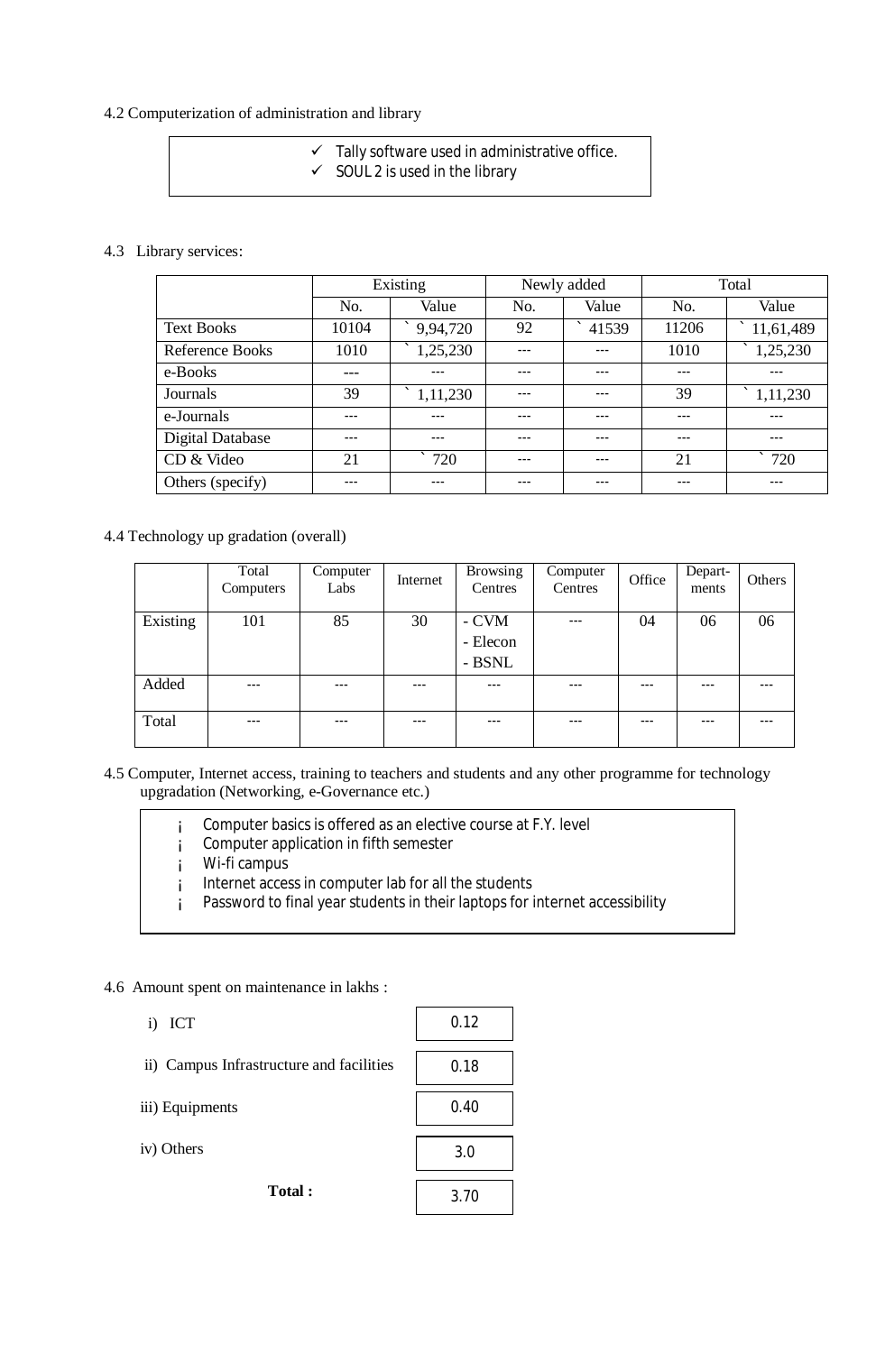4.2 Computerization of administration and library

- ✓ Tally software used in administrative office.
- ✓ SOUL 2 is used in the library

4.3 Library services:

| | Existing | | Newly added | | Total | |
|---|---|---|---|---|---|---|
| | No. | Value | No. | Value | No. | Value |
| Text Books | 10104 | ` 9,94,720 | 92 | ` 41539 | 11206 | ` 11,61,489 |
| Reference Books | 1010 | ` 1,25,230 | --- | --- | 1010 | ` 1,25,230 |
| e-Books | --- | --- | --- | --- | --- | --- |
| Journals | 39 | ` 1,11,230 | --- | --- | 39 | ` 1,11,230 |
| e-Journals | --- | --- | --- | --- | --- | --- |
| Digital Database | --- | --- | --- | --- | --- | --- |
| CD & Video | 21 | ` 720 | --- | --- | 21 | ` 720 |
| Others (specify) | --- | --- | --- | --- | --- | --- |

4.4 Technology up gradation (overall)

| | Total Computers | Computer Labs | Internet | Browsing Centres | Computer Centres | Office | Depart-ments | Others |
|---|---|---|---|---|---|---|---|---|
| Existing | 101 | 85 | 30 | - CVM<br>- Elecon<br>- BSNL | --- | 04 | 06 | 06 |
| Added | --- | --- | --- | --- | --- | --- | --- | --- |
| Total | --- | --- | --- | --- | --- | --- | --- | --- |

4.5 Computer, Internet access, training to teachers and students and any other programme for technology upgradation (Networking, e-Governance etc.)

- Computer basics is offered as an elective course at F.Y. level
- Computer application in fifth semester
- Wi-fi campus
- Internet access in computer lab for all the students
- Password to final year students in their laptops for internet accessibility

4.6 Amount spent on maintenance in lakhs :

| | |
|---|---|
| i) ICT | 0.12 |
| ii) Campus Infrastructure and facilities | 0.18 |
| iii) Equipments | 0.40 |
| iv) Others | 3.0 |
| **Total :** | 3.70 |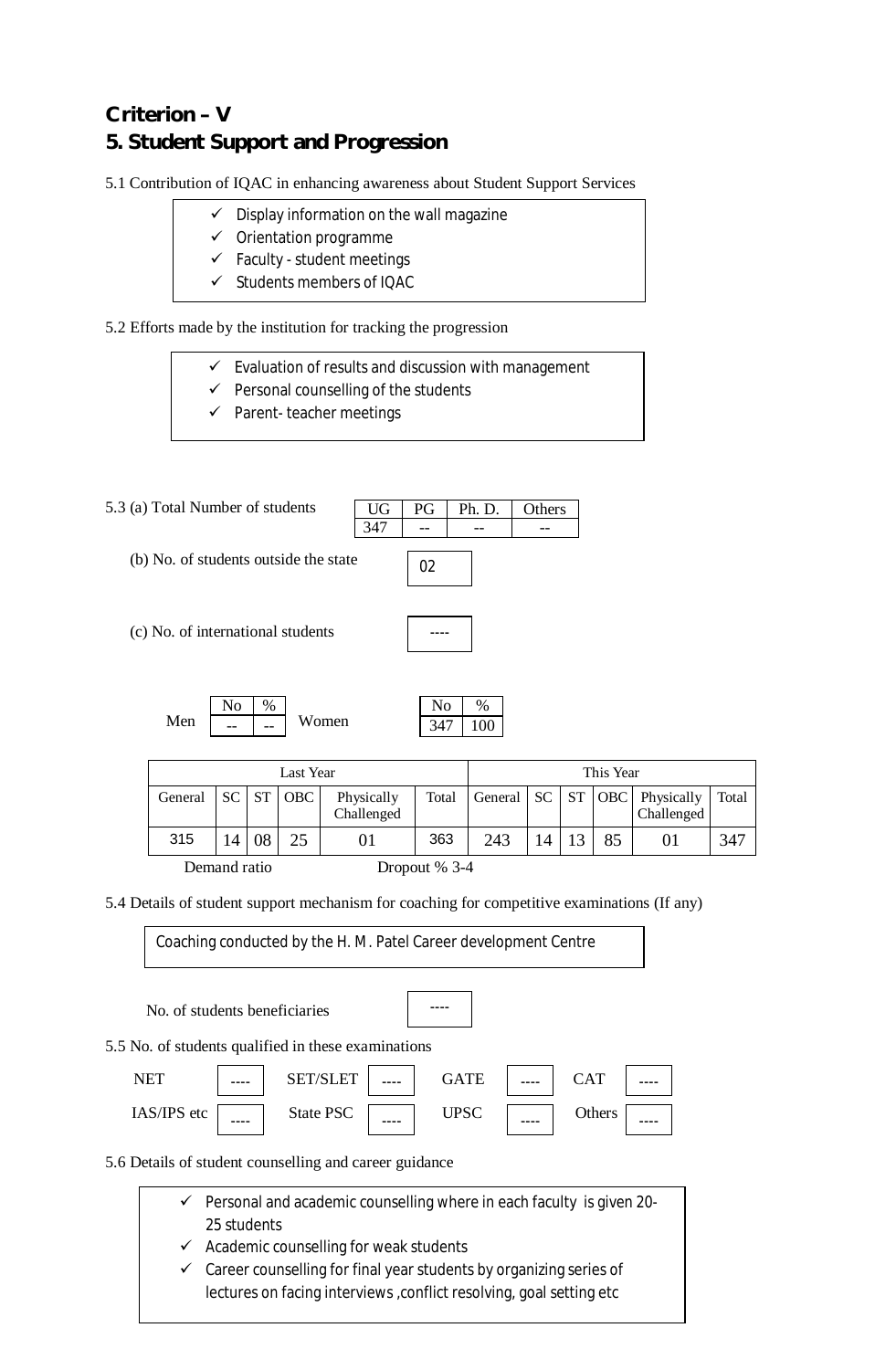# Criterion – V

## 5. Student Support and Progression

5.1 Contribution of IQAC in enhancing awareness about Student Support Services

- ✓ Display information on the wall magazine
- ✓ Orientation programme
- ✓ Faculty - student meetings
- ✓ Students members of IQAC

5.2 Efforts made by the institution for tracking the progression

- ✓ Evaluation of results and discussion with management
- ✓ Personal counselling of the students
- ✓ Parent- teacher meetings

5.3 (a) Total Number of students

| UG | PG | Ph. D. | Others |
|---|---|---|---|
| 347 | -- | -- | -- |

(b) No. of students outside the state: 02

(c) No. of international students: ----

| | No | % |
|---|---|---|
| Men | -- | -- |
| Women | 347 | 100 |

| Last Year | | | | | | This Year | | | | | |
|---|---|---|---|---|---|---|---|---|---|---|---|
| General | SC | ST | OBC | Physically Challenged | Total | General | SC | ST | OBC | Physically Challenged | Total |
| 315 | 14 | 08 | 25 | 01 | 363 | 243 | 14 | 13 | 85 | 01 | 347 |

Demand ratio          Dropout % 3-4

5.4 Details of student support mechanism for coaching for competitive examinations (If any)

Coaching conducted by the H. M. Patel Career development Centre

No. of students beneficiaries: ----

5.5 No. of students qualified in these examinations

| NET | ---- | SET/SLET | ---- | GATE | ---- | CAT | ---- |
|---|---|---|---|---|---|---|---|
| IAS/IPS etc | ---- | State PSC | ---- | UPSC | ---- | Others | ---- |

5.6 Details of student counselling and career guidance

- ✓ Personal and academic counselling where in each faculty is given 20-25 students
- ✓ Academic counselling for weak students
- ✓ Career counselling for final year students by organizing series of lectures on facing interviews ,conflict resolving, goal setting etc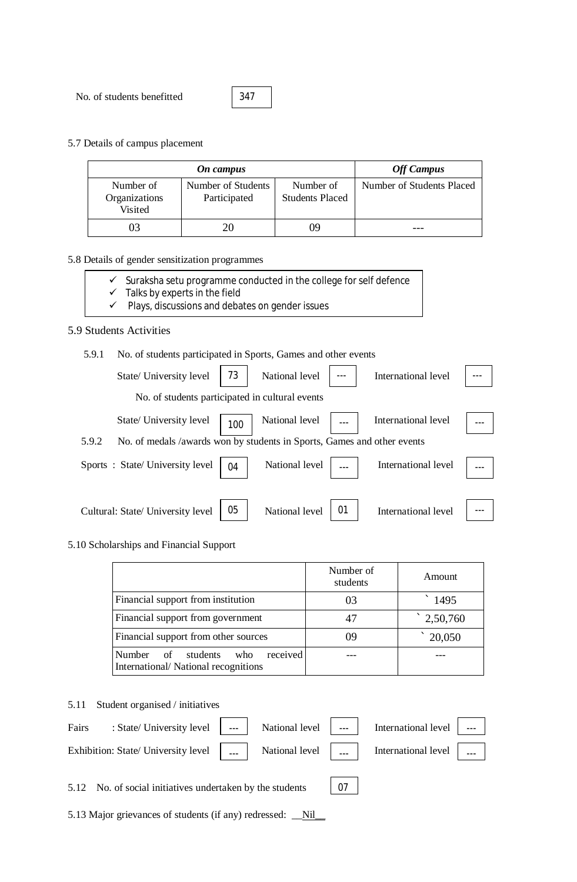No. of students benefitted 347

5.7 Details of campus placement

| *On campus* | | | *Off Campus* |
|---|---|---|---|
| Number of Organizations Visited | Number of Students Participated | Number of Students Placed | Number of Students Placed |
| 03 | 20 | 09 | --- |

5.8 Details of gender sensitization programmes

- ✓ Suraksha setu programme conducted in the college for self defence
- ✓ Talks by experts in the field
- ✓ Plays, discussions and debates on gender issues

5.9 Students Activities

5.9.1 No. of students participated in Sports, Games and other events

State/ University level 73 National level --- International level ---

No. of students participated in cultural events

State/ University level 100 National level --- International level ---

5.9.2 No. of medals /awards won by students in Sports, Games and other events

Sports : State/ University level 04 National level --- International level ---

Cultural: State/ University level 05 National level 01 International level ---

5.10 Scholarships and Financial Support

| | Number of students | Amount |
|---|---|---|
| Financial support from institution | 03 | ` 1495 |
| Financial support from government | 47 | ` 2,50,760 |
| Financial support from other sources | 09 | ` 20,050 |
| Number of students who received International/ National recognitions | --- | --- |

5.11 Student organised / initiatives

Fairs : State/ University level --- National level --- International level ---

Exhibition: State/ University level --- National level --- International level ---

5.12 No. of social initiatives undertaken by the students 07

5.13 Major grievances of students (if any) redressed: __Nil__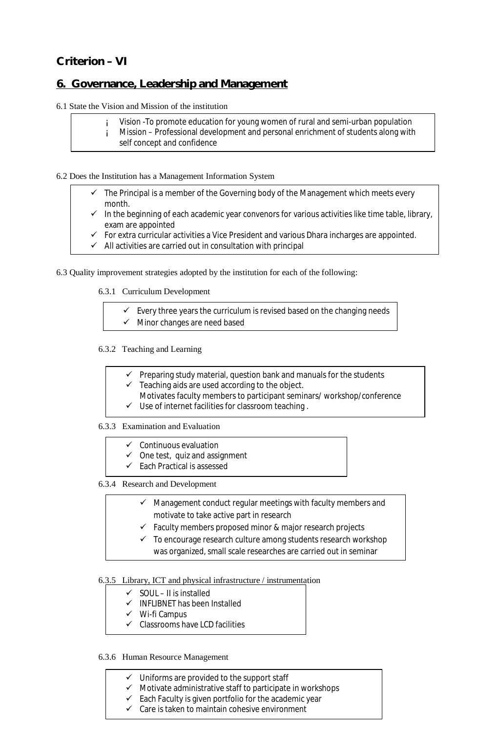# Criterion – VI

## 6. Governance, Leadership and Management

6.1 State the Vision and Mission of the institution

- Vision -To promote education for young women of rural and semi-urban population
- Mission – Professional development and personal enrichment of students along with self concept and confidence

6.2 Does the Institution has a Management Information System

- ✓ The Principal is a member of the Governing body of the Management which meets every month.
- ✓ In the beginning of each academic year convenors for various activities like time table, library, exam are appointed
- ✓ For extra curricular activities a Vice President and various Dhara incharges are appointed.
- ✓ All activities are carried out in consultation with principal

6.3 Quality improvement strategies adopted by the institution for each of the following:

6.3.1 Curriculum Development

- ✓ Every three years the curriculum is revised based on the changing needs
- ✓ Minor changes are need based

6.3.2 Teaching and Learning

- ✓ Preparing study material, question bank and manuals for the students
- ✓ Teaching aids are used according to the object.
  Motivates faculty members to participant seminars/ workshop/conference
- ✓ Use of internet facilities for classroom teaching .

6.3.3 Examination and Evaluation

- ✓ Continuous evaluation
- ✓ One test, quiz and assignment
- ✓ Each Practical is assessed

6.3.4 Research and Development

- ✓ Management conduct regular meetings with faculty members and motivate to take active part in research
- ✓ Faculty members proposed minor & major research projects
- ✓ To encourage research culture among students research workshop was organized, small scale researches are carried out in seminar

6.3.5 Library, ICT and physical infrastructure / instrumentation

- ✓ SOUL – II is installed
- ✓ INFLIBNET has been Installed
- ✓ Wi-fi Campus
- ✓ Classrooms have LCD facilities

6.3.6 Human Resource Management

- ✓ Uniforms are provided to the support staff
- ✓ Motivate administrative staff to participate in workshops
- ✓ Each Faculty is given portfolio for the academic year
- ✓ Care is taken to maintain cohesive environment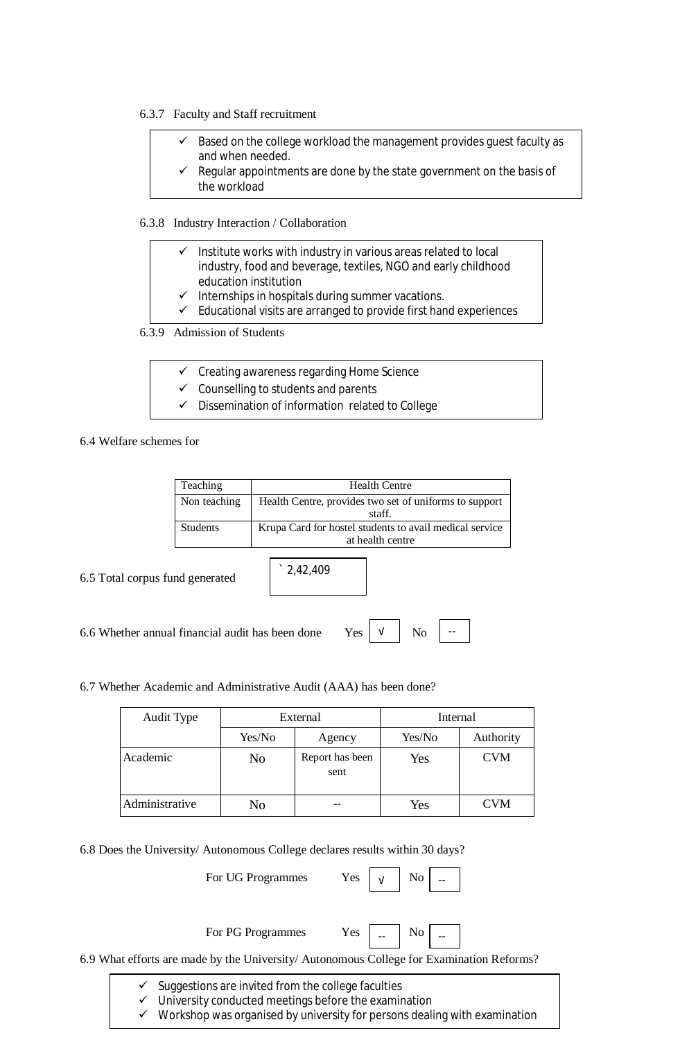6.3.7 Faculty and Staff recruitment

- ✓ Based on the college workload the management provides guest faculty as and when needed.
- ✓ Regular appointments are done by the state government on the basis of the workload

6.3.8 Industry Interaction / Collaboration

- ✓ Institute works with industry in various areas related to local industry, food and beverage, textiles, NGO and early childhood education institution
- ✓ Internships in hospitals during summer vacations.
- ✓ Educational visits are arranged to provide first hand experiences

6.3.9 Admission of Students

- ✓ Creating awareness regarding Home Science
- ✓ Counselling to students and parents
- ✓ Dissemination of information related to College

6.4 Welfare schemes for

| Teaching | Health Centre |
|---|---|
| Non teaching | Health Centre, provides two set of uniforms to support staff. |
| Students | Krupa Card for hostel students to avail medical service at health centre |

6.5 Total corpus fund generated: ` 2,42,409

6.6 Whether annual financial audit has been done Yes √ No --

6.7 Whether Academic and Administrative Audit (AAA) has been done?

| Audit Type | External | | Internal | |
|---|---|---|---|---|
| | Yes/No | Agency | Yes/No | Authority |
| Academic | No | Report has been sent | Yes | CVM |
| Administrative | No | -- | Yes | CVM |

6.8 Does the University/ Autonomous College declares results within 30 days?

For UG Programmes Yes √ No --

For PG Programmes Yes -- No --

6.9 What efforts are made by the University/ Autonomous College for Examination Reforms?

- ✓ Suggestions are invited from the college faculties
- ✓ University conducted meetings before the examination
- ✓ Workshop was organised by university for persons dealing with examination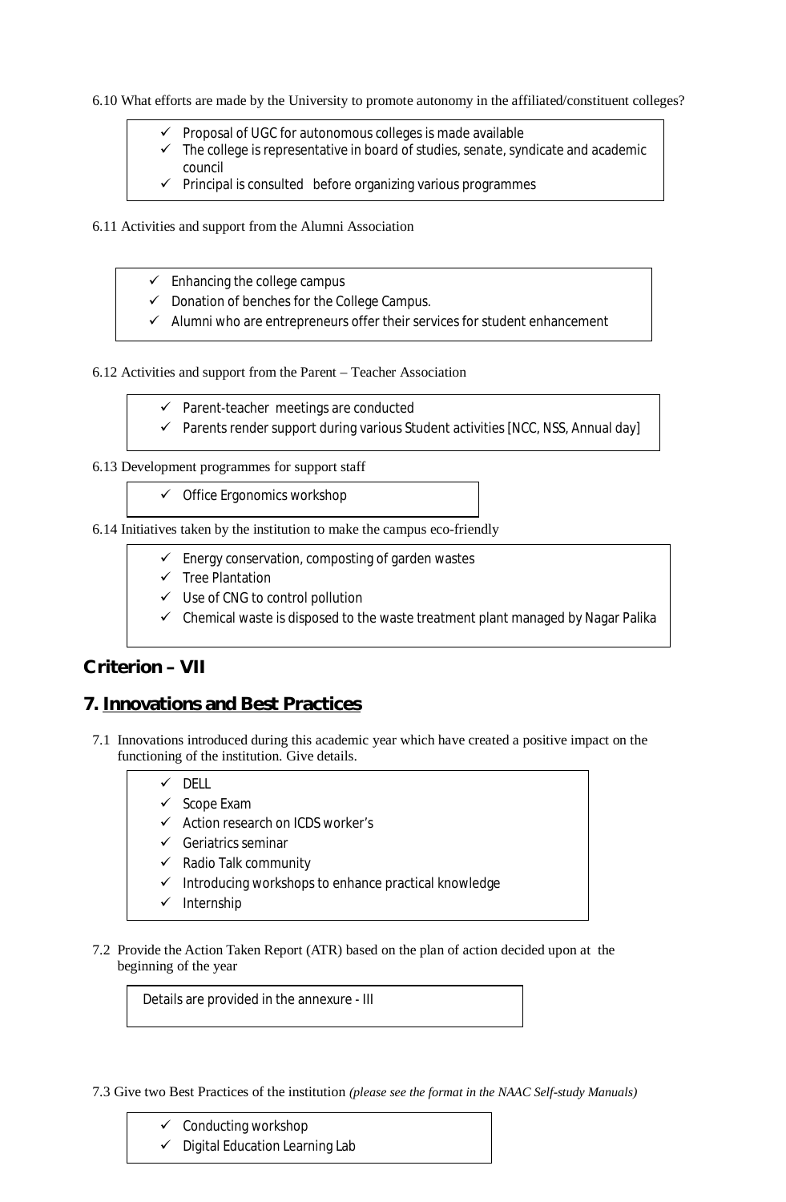6.10 What efforts are made by the University to promote autonomy in the affiliated/constituent colleges?

- ✓ Proposal of UGC for autonomous colleges is made available
- ✓ The college is representative in board of studies, senate, syndicate and academic council
- ✓ Principal is consulted before organizing various programmes

6.11 Activities and support from the Alumni Association

- ✓ Enhancing the college campus
- ✓ Donation of benches for the College Campus.
- ✓ Alumni who are entrepreneurs offer their services for student enhancement

6.12 Activities and support from the Parent – Teacher Association

- ✓ Parent-teacher meetings are conducted
- ✓ Parents render support during various Student activities [NCC, NSS, Annual day]

6.13 Development programmes for support staff

- ✓ Office Ergonomics workshop

6.14 Initiatives taken by the institution to make the campus eco-friendly

- ✓ Energy conservation, composting of garden wastes
- ✓ Tree Plantation
- ✓ Use of CNG to control pollution
- ✓ Chemical waste is disposed to the waste treatment plant managed by Nagar Palika

## Criterion – VII

## 7. Innovations and Best Practices

7.1 Innovations introduced during this academic year which have created a positive impact on the functioning of the institution. Give details.

- ✓ DELL
- ✓ Scope Exam
- ✓ Action research on ICDS worker's
- ✓ Geriatrics seminar
- ✓ Radio Talk community
- ✓ Introducing workshops to enhance practical knowledge
- ✓ Internship

7.2 Provide the Action Taken Report (ATR) based on the plan of action decided upon at the beginning of the year

Details are provided in the annexure - III

7.3 Give two Best Practices of the institution *(please see the format in the NAAC Self-study Manuals)*

- ✓ Conducting workshop
- ✓ Digital Education Learning Lab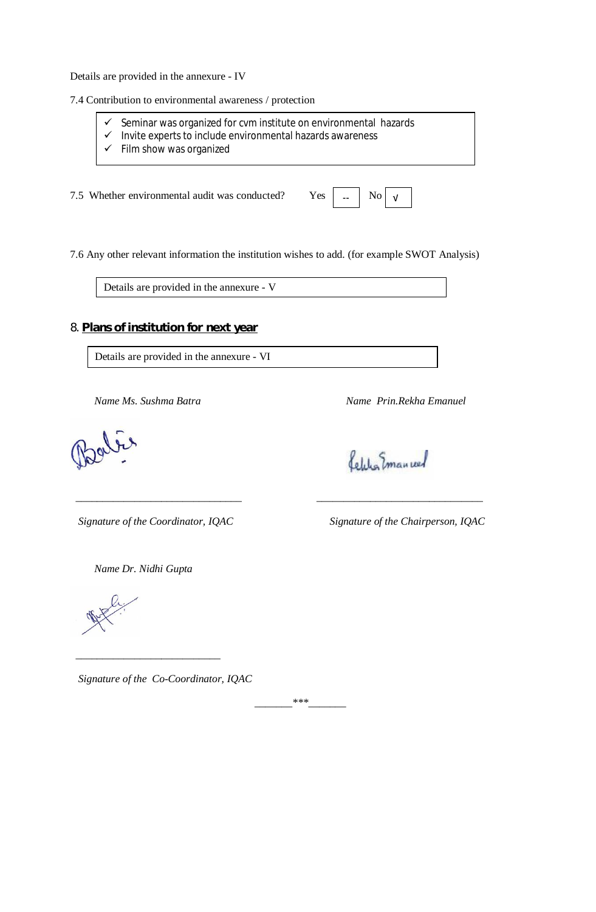Details are provided in the annexure - IV

7.4 Contribution to environmental awareness / protection

- ✓ Seminar was organized for cvm institute on environmental hazards
- ✓ Invite experts to include environmental hazards awareness
- ✓ Film show was organized

7.5 Whether environmental audit was conducted? Yes -- No √

7.6 Any other relevant information the institution wishes to add. (for example SWOT Analysis)

Details are provided in the annexure - V

## 8. **Plans of institution for next year**

Details are provided in the annexure - VI

*Name Ms. Sushma Batra*

_______________________________

*Signature of the Coordinator, IQAC*

*Name Prin.Rekha Emanuel*

_______________________________

*Signature of the Chairperson, IQAC*

*Name Dr. Nidhi Gupta*

___________________________

*Signature of the Co-Coordinator, IQAC*

_______***_______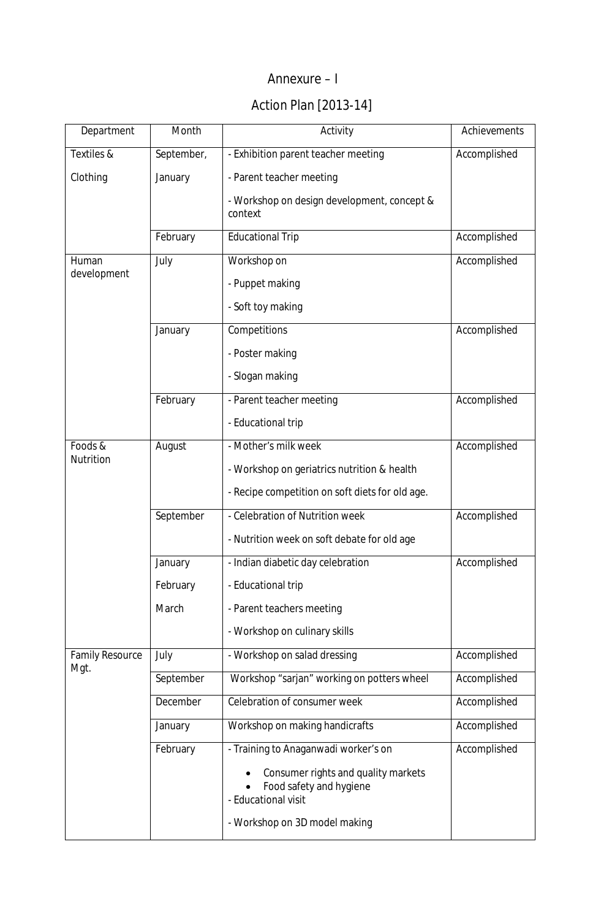# Annexure – I

## Action Plan [2013-14]

| Department | Month | Activity | Achievements |
|---|---|---|---|
| Textiles & Clothing | September, January | - Exhibition parent teacher meeting<br>- Parent teacher meeting<br>- Workshop on design development, concept & context | Accomplished |
| | February | Educational Trip | Accomplished |
| Human development | July | Workshop on<br>- Puppet making<br>- Soft toy making | Accomplished |
| | January | Competitions<br>- Poster making<br>- Slogan making | Accomplished |
| | February | - Parent teacher meeting<br>- Educational trip | Accomplished |
| Foods & Nutrition | August | - Mother's milk week<br>- Workshop on geriatrics nutrition & health<br>- Recipe competition on soft diets for old age. | Accomplished |
| | September | - Celebration of Nutrition week<br>- Nutrition week on soft debate for old age | Accomplished |
| | January<br>February<br>March | - Indian diabetic day celebration<br>- Educational trip<br>- Parent teachers meeting<br>- Workshop on culinary skills | Accomplished |
| Family Resource Mgt. | July | - Workshop on salad dressing | Accomplished |
| | September | Workshop "sarjan" working on potters wheel | Accomplished |
| | December | Celebration of consumer week | Accomplished |
| | January | Workshop on making handicrafts | Accomplished |
| | February | - Training to Anaganwadi worker's on<br>• Consumer rights and quality markets<br>• Food safety and hygiene<br>- Educational visit<br>- Workshop on 3D model making | Accomplished |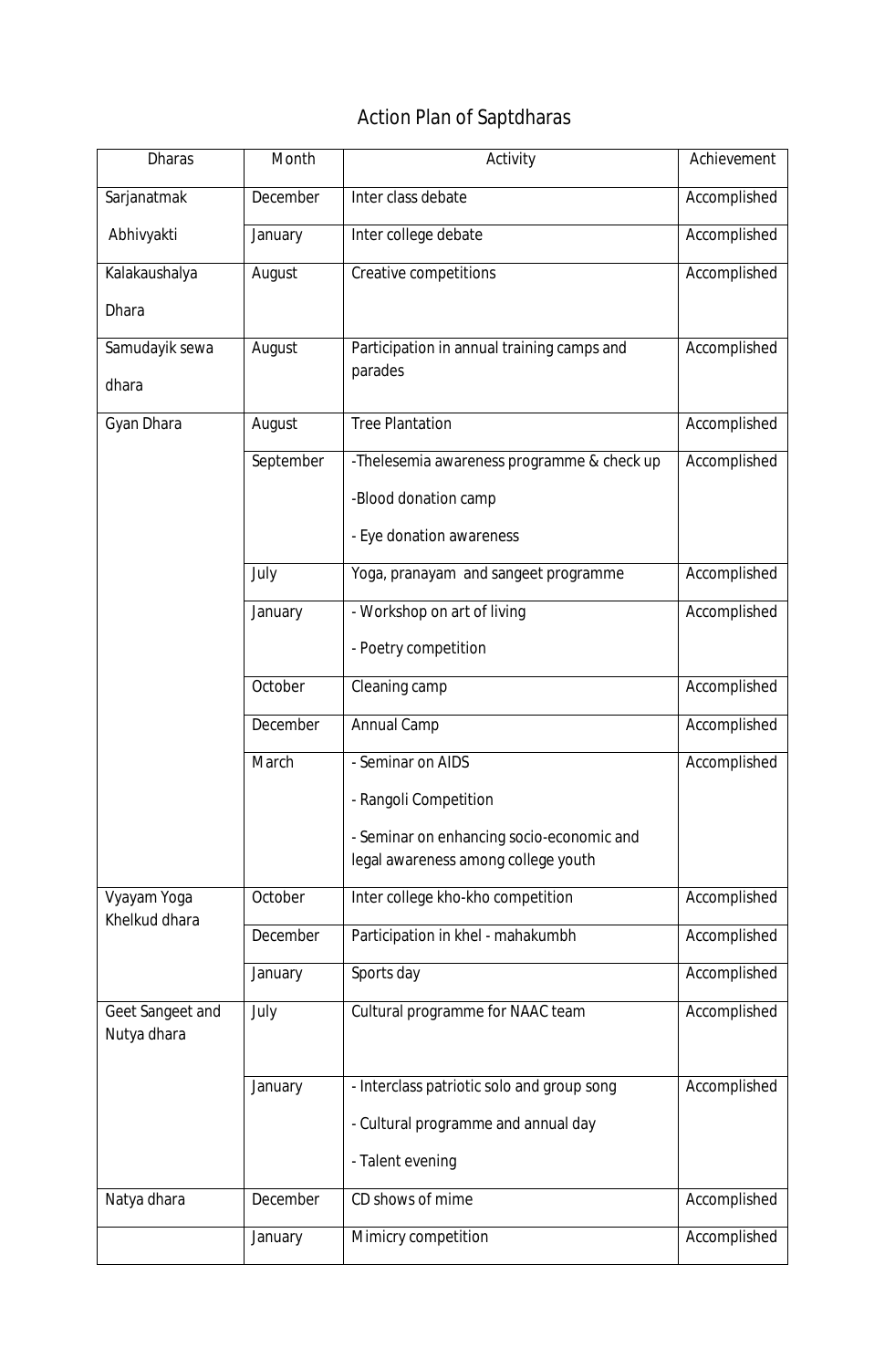# Action Plan of Saptdharas

| Dharas | Month | Activity | Achievement |
|---|---|---|---|
| Sarjanatmak | December | Inter class debate | Accomplished |
| Abhivyakti | January | Inter college debate | Accomplished |
| Kalakaushalya Dhara | August | Creative competitions | Accomplished |
| Samudayik sewa dhara | August | Participation in annual training camps and parades | Accomplished |
| Gyan Dhara | August | Tree Plantation | Accomplished |
| | September | -Thelesemia awareness programme & check up<br>-Blood donation camp<br>- Eye donation awareness | Accomplished |
| | July | Yoga, pranayam and sangeet programme | Accomplished |
| | January | - Workshop on art of living<br>- Poetry competition | Accomplished |
| | October | Cleaning camp | Accomplished |
| | December | Annual Camp | Accomplished |
| | March | - Seminar on AIDS<br>- Rangoli Competition<br>- Seminar on enhancing socio-economic and legal awareness among college youth | Accomplished |
| Vyayam Yoga Khelkud dhara | October | Inter college kho-kho competition | Accomplished |
| | December | Participation in khel - mahakumbh | Accomplished |
| | January | Sports day | Accomplished |
| Geet Sangeet and Nutya dhara | July | Cultural programme for NAAC team | Accomplished |
| | January | - Interclass patriotic solo and group song<br>- Cultural programme and annual day<br>- Talent evening | Accomplished |
| Natya dhara | December | CD shows of mime | Accomplished |
| | January | Mimicry competition | Accomplished |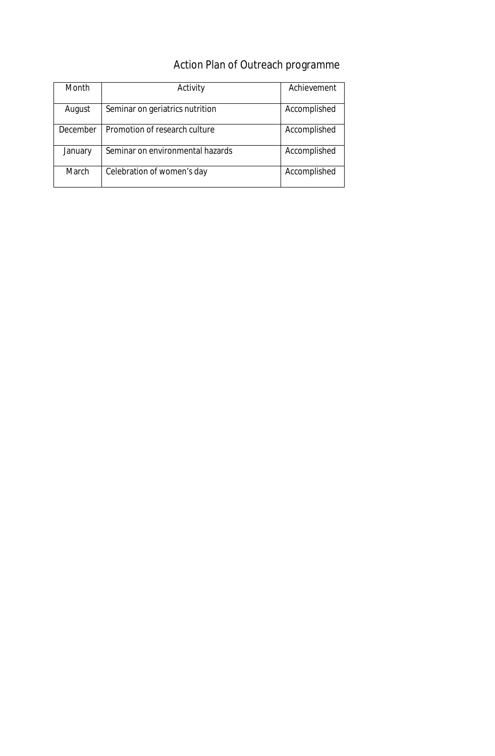# Action Plan of Outreach programme

| Month | Activity | Achievement |
|---|---|---|
| August | Seminar on geriatrics nutrition | Accomplished |
| December | Promotion of research culture | Accomplished |
| January | Seminar on environmental hazards | Accomplished |
| March | Celebration of women's day | Accomplished |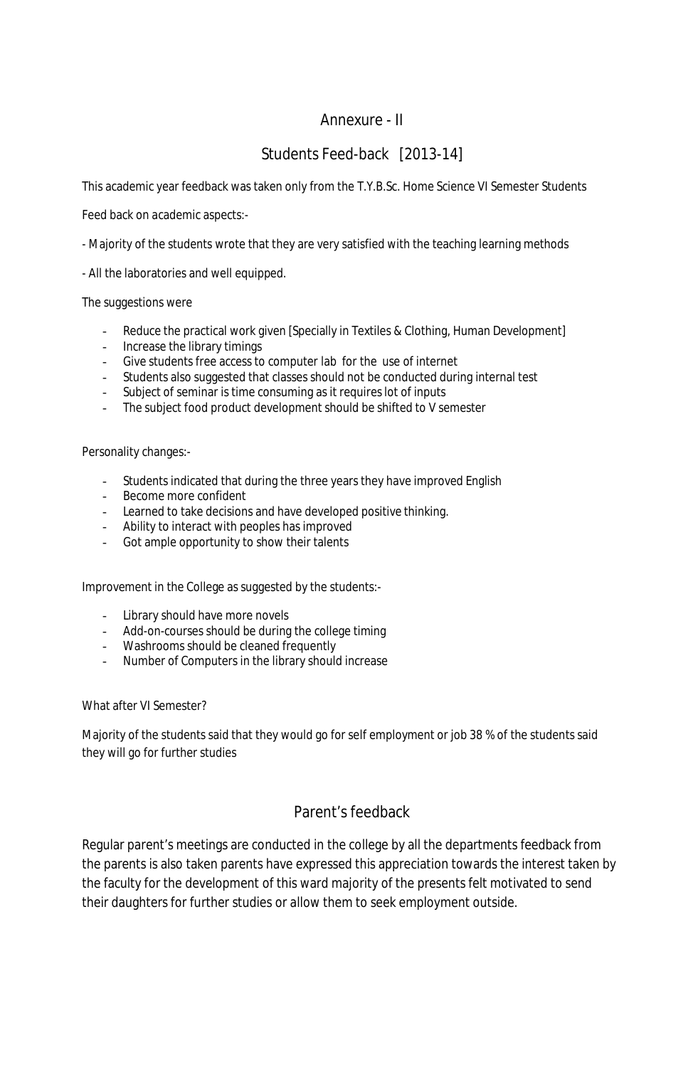# Annexure - II

## Students Feed-back [2013-14]

This academic year feedback was taken only from the T.Y.B.Sc. Home Science VI Semester Students

Feed back on academic aspects:-

- Majority of the students wrote that they are very satisfied with the teaching learning methods

- All the laboratories and well equipped.

The suggestions were

- Reduce the practical work given [Specially in Textiles & Clothing, Human Development]
- Increase the library timings
- Give students free access to computer lab for the use of internet
- Students also suggested that classes should not be conducted during internal test
- Subject of seminar is time consuming as it requires lot of inputs
- The subject food product development should be shifted to V semester

Personality changes:-

- Students indicated that during the three years they have improved English
- Become more confident
- Learned to take decisions and have developed positive thinking.
- Ability to interact with peoples has improved
- Got ample opportunity to show their talents

Improvement in the College as suggested by the students:-

- Library should have more novels
- Add-on-courses should be during the college timing
- Washrooms should be cleaned frequently
- Number of Computers in the library should increase

What after VI Semester?

Majority of the students said that they would go for self employment or job 38 % of the students said they will go for further studies

## Parent's feedback

Regular parent's meetings are conducted in the college by all the departments feedback from the parents is also taken parents have expressed this appreciation towards the interest taken by the faculty for the development of this ward majority of the presents felt motivated to send their daughters for further studies or allow them to seek employment outside.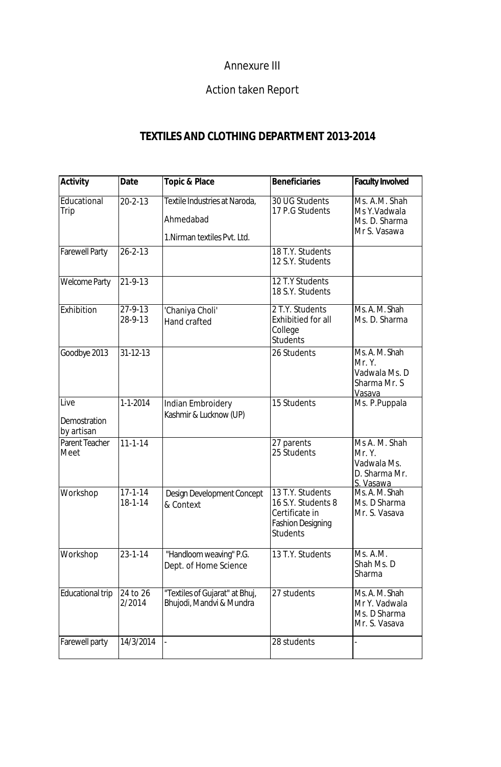Annexure III

Action taken Report

# TEXTILES AND CLOTHING DEPARTMENT 2013-2014

| Activity | Date | Topic & Place | Beneficiaries | Faculty Involved |
|---|---|---|---|---|
| Educational Trip | 20-2-13 | Textile Industries at Naroda, Ahmedabad<br>1.Nirman textiles Pvt. Ltd. | 30 UG Students<br>17 P.G Students | Ms. A.M. Shah<br>Ms Y.Vadwala<br>Ms. D. Sharma<br>Mr S. Vasawa |
| Farewell Party | 26-2-13 | | 18 T.Y. Students<br>12 S.Y. Students | |
| Welcome Party | 21-9-13 | | 12 T.Y Students<br>18 S.Y. Students | |
| Exhibition | 27-9-13<br>28-9-13 | 'Chaniya Choli'<br>Hand crafted | 2 T.Y. Students<br>Exhibitied for all College Students | Ms. A. M. Shah<br>Ms. D. Sharma |
| Goodbye 2013 | 31-12-13 | | 26 Students | Ms. A. M. Shah<br>Mr. Y. Vadwala Ms. D Sharma Mr. S Vasava |
| Live Demostration by artisan | 1-1-2014 | Indian Embroidery<br>Kashmir & Lucknow (UP) | 15 Students | Ms. P.Puppala |
| Parent Teacher Meet | 11-1-14 | | 27 parents<br>25 Students | Ms A. M. Shah<br>Mr. Y. Vadwala Ms. D. Sharma Mr. S. Vasawa |
| Workshop | 17-1-14<br>18-1-14 | Design Development Concept & Context | 13 T.Y. Students<br>16 S.Y. Students 8 Certificate in Fashion Designing Students | Ms. A. M. Shah<br>Ms. D Sharma<br>Mr. S. Vasava |
| Workshop | 23-1-14 | "Handloom weaving" P.G. Dept. of Home Science | 13 T.Y. Students | Ms. A.M. Shah Ms. D Sharma |
| Educational trip | 24 to 26 2/2014 | "Textiles of Gujarat" at Bhuj, Bhujodi, Mandvi & Mundra | 27 students | Ms. A. M. Shah<br>Mr Y. Vadwala<br>Ms. D Sharma<br>Mr. S. Vasava |
| Farewell party | 14/3/2014 | - | 28 students | - |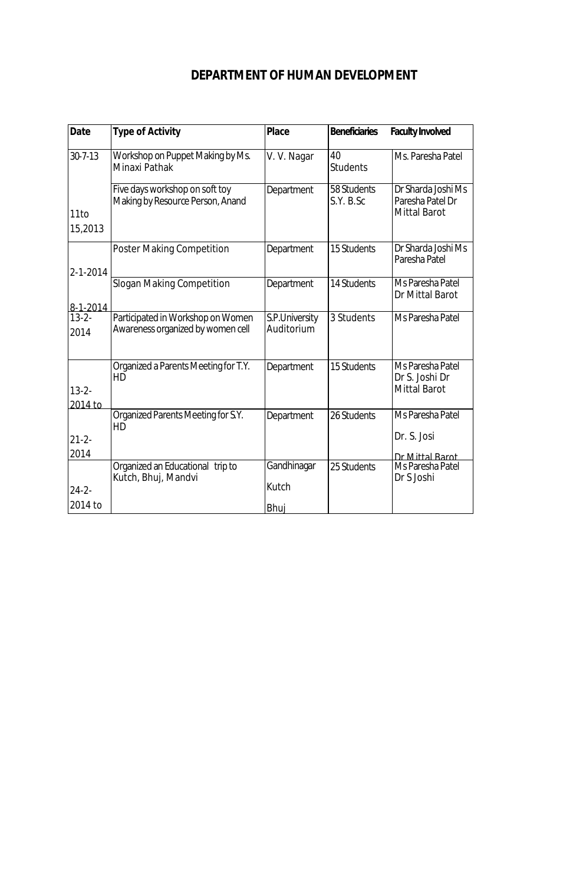# DEPARTMENT OF HUMAN DEVELOPMENT

| Date | Type of Activity | Place | Beneficiaries | Faculty Involved |
|---|---|---|---|---|
| 30-7-13 | Workshop on Puppet Making by Ms. Minaxi Pathak | V. V. Nagar | 40 Students | Ms. Paresha Patel |
| 11to 15,2013 | Five days workshop on soft toy Making by Resource Person, Anand | Department | 58 Students S.Y. B.Sc | Dr Sharda Joshi Ms Paresha Patel Dr Mittal Barot |
| 2-1-2014 | Poster Making Competition | Department | 15 Students | Dr Sharda Joshi Ms Paresha Patel |
| 8-1-2014 | Slogan Making Competition | Department | 14 Students | Ms Paresha Patel Dr Mittal Barot |
| 13-2-2014 | Participated in Workshop on Women Awareness organized by women cell | S.P.University Auditorium | 3 Students | Ms Paresha Patel |
| 13-2-2014 to | Organized a Parents Meeting for T.Y. HD | Department | 15 Students | Ms Paresha Patel Dr S. Joshi Dr Mittal Barot |
| 21-2-2014 | Organized Parents Meeting for S.Y. HD | Department | 26 Students | Ms Paresha Patel Dr. S. Josi Dr Mittal Barot |
| 24-2-2014 to | Organized an Educational trip to Kutch, Bhuj, Mandvi | Gandhinagar Kutch Bhuj | 25 Students | Ms Paresha Patel Dr S Joshi |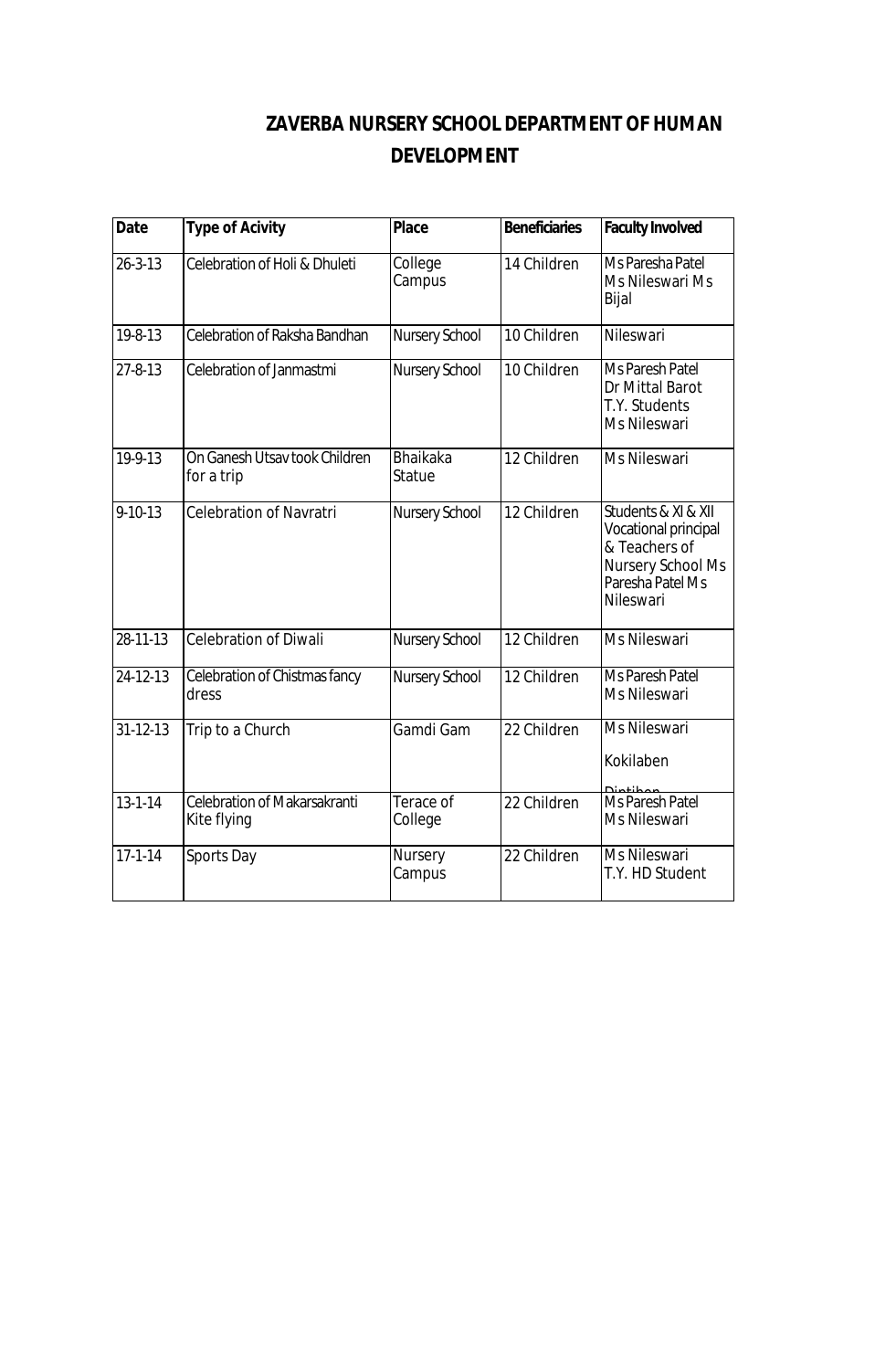# ZAVERBA NURSERY SCHOOL DEPARTMENT OF HUMAN DEVELOPMENT

| Date | Type of Acivity | Place | Beneficiaries | Faculty Involved |
|---|---|---|---|---|
| 26-3-13 | Celebration of Holi & Dhuleti | College Campus | 14 Children | Ms Paresha Patel Ms Nileswari Ms Bijal |
| 19-8-13 | Celebration of Raksha Bandhan | Nursery School | 10 Children | Nileswari |
| 27-8-13 | Celebration of Janmastmi | Nursery School | 10 Children | Ms Paresh Patel Dr Mittal Barot T.Y. Students Ms Nileswari |
| 19-9-13 | On Ganesh Utsav took Children for a trip | Bhaikaka Statue | 12 Children | Ms Nileswari |
| 9-10-13 | Celebration of Navratri | Nursery School | 12 Children | Students & XI & XII Vocational principal & Teachers of Nursery School Ms Paresha Patel Ms Nileswari |
| 28-11-13 | Celebration of Diwali | Nursery School | 12 Children | Ms Nileswari |
| 24-12-13 | Celebration of Chistmas fancy dress | Nursery School | 12 Children | Ms Paresh Patel Ms Nileswari |
| 31-12-13 | Trip to a Church | Gamdi Gam | 22 Children | Ms Nileswari Kokilaben Diptiben |
| 13-1-14 | Celebration of Makarsakranti Kite flying | Terace of College | 22 Children | Ms Paresh Patel Ms Nileswari |
| 17-1-14 | Sports Day | Nursery Campus | 22 Children | Ms Nileswari T.Y. HD Student |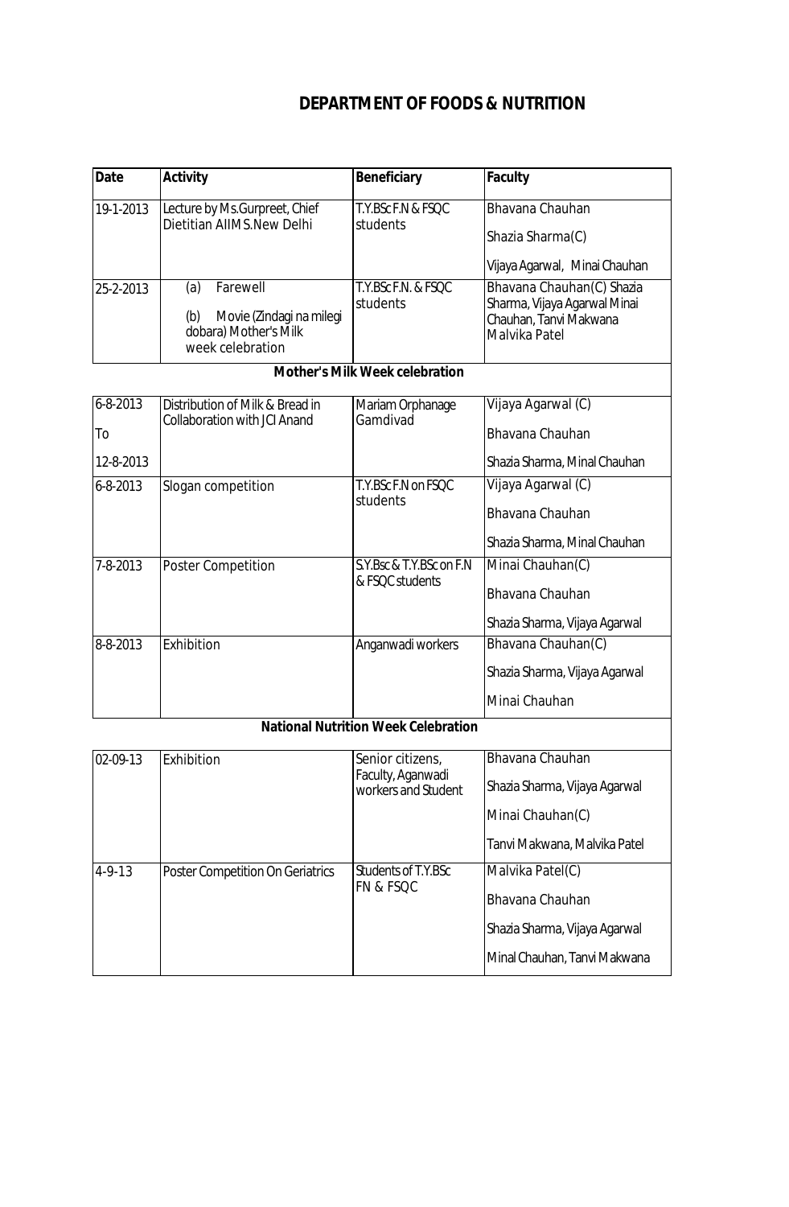## DEPARTMENT OF FOODS & NUTRITION

| Date | Activity | Beneficiary | Faculty |
|---|---|---|---|
| 19-1-2013 | Lecture by Ms.Gurpreet, Chief Dietitian AIIMS.New Delhi | T.Y.BSc F.N & FSQC students | Bhavana Chauhan<br>Shazia Sharma(C)<br>Vijaya Agarwal, Minai Chauhan |
| 25-2-2013 | (a) Farewell<br>(b) Movie (Zindagi na milegi dobara) Mother's Milk week celebration | T.Y.BSc F.N. & FSQC students | Bhavana Chauhan(C) Shazia Sharma, Vijaya Agarwal Minai Chauhan, Tanvi Makwana Malvika Patel |
| **Mother's Milk Week celebration** | | | |
| 6-8-2013<br>To<br>12-8-2013 | Distribution of Milk & Bread in Collaboration with JCI Anand | Mariam Orphanage Gamdivad | Vijaya Agarwal (C)<br>Bhavana Chauhan<br>Shazia Sharma, Minal Chauhan |
| 6-8-2013 | Slogan competition | T.Y.BSc F.N on FSQC students | Vijaya Agarwal (C)<br>Bhavana Chauhan<br>Shazia Sharma, Minal Chauhan |
| 7-8-2013 | Poster Competition | S.Y.Bsc & T.Y.BSc on F.N & FSQC students | Minai Chauhan(C)<br>Bhavana Chauhan<br>Shazia Sharma, Vijaya Agarwal |
| 8-8-2013 | Exhibition | Anganwadi workers | Bhavana Chauhan(C)<br>Shazia Sharma, Vijaya Agarwal<br>Minai Chauhan |
| **National Nutrition Week Celebration** | | | |
| 02-09-13 | Exhibition | Senior citizens, Faculty, Aganwadi workers and Student | Bhavana Chauhan<br>Shazia Sharma, Vijaya Agarwal<br>Minai Chauhan(C)<br>Tanvi Makwana, Malvika Patel |
| 4-9-13 | Poster Competition On Geriatrics | Students of T.Y.BSc FN & FSQC | Malvika Patel(C)<br>Bhavana Chauhan<br>Shazia Sharma, Vijaya Agarwal<br>Minal Chauhan, Tanvi Makwana |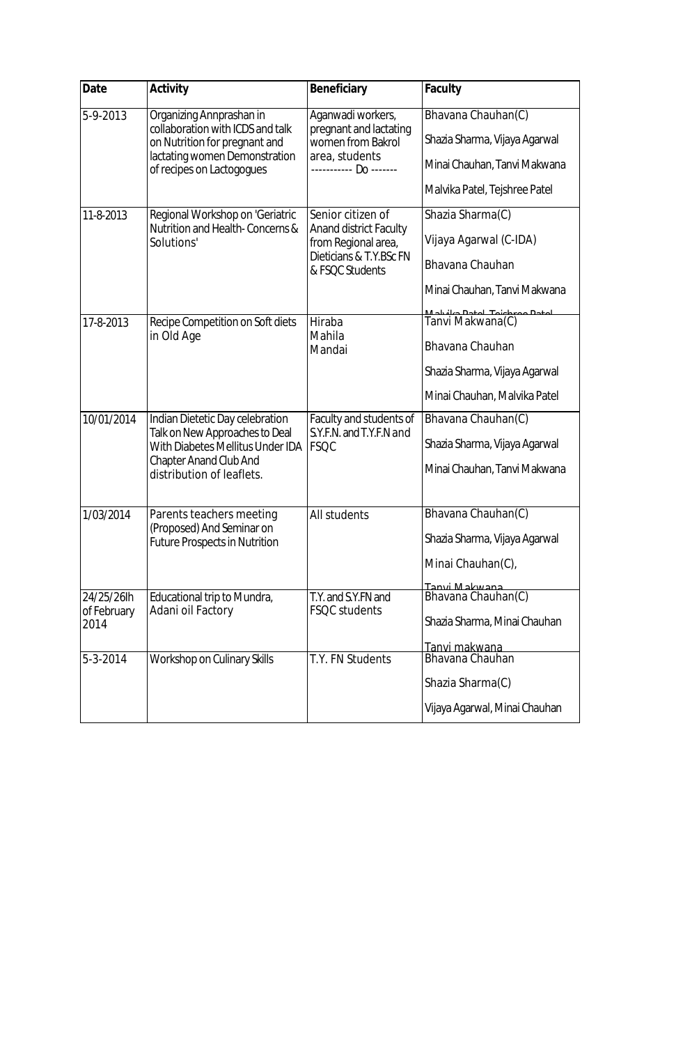| Date | Activity | Beneficiary | Faculty |
|---|---|---|---|
| 5-9-2013 | Organizing Annprashan in collaboration with ICDS and talk on Nutrition for pregnant and lactating women Demonstration of recipes on Lactogogues | Aganwadi workers, pregnant and lactating women from Bakrol area, students ----------- Do ------- | Bhavana Chauhan(C)<br>Shazia Sharma, Vijaya Agarwal<br>Minai Chauhan, Tanvi Makwana<br>Malvika Patel, Tejshree Patel |
| 11-8-2013 | Regional Workshop on 'Geriatric Nutrition and Health- Concerns & Solutions' | Senior citizen of Anand district Faculty from Regional area, Dieticians & T.Y.BSc FN & FSQC Students | Shazia Sharma(C)<br>Vijaya Agarwal (C-IDA)<br>Bhavana Chauhan<br>Minai Chauhan, Tanvi Makwana<br>Malvika Patel, Tejshree Patel |
| 17-8-2013 | Recipe Competition on Soft diets in Old Age | Hiraba Mahila Mandai | Tanvi Makwana(C)<br>Bhavana Chauhan<br>Shazia Sharma, Vijaya Agarwal<br>Minai Chauhan, Malvika Patel |
| 10/01/2014 | Indian Dietetic Day celebration Talk on New Approaches to Deal With Diabetes Mellitus Under IDA Chapter Anand Club And distribution of leaflets. | Faculty and students of S.Y.F.N. and T.Y.F.N and FSQC | Bhavana Chauhan(C)<br>Shazia Sharma, Vijaya Agarwal<br>Minai Chauhan, Tanvi Makwana |
| 1/03/2014 | Parents teachers meeting (Proposed) And Seminar on Future Prospects in Nutrition | All students | Bhavana Chauhan(C)<br>Shazia Sharma, Vijaya Agarwal<br>Minai Chauhan(C),<br>Tanvi Makwana |
| 24/25/26lh of February 2014 | Educational trip to Mundra, Adani oil Factory | T.Y. and S.Y.FN and FSQC students | Bhavana Chauhan(C)<br>Shazia Sharma, Minai Chauhan<br>Tanvi makwana |
| 5-3-2014 | Workshop on Culinary Skills | T.Y. FN Students | Bhavana Chauhan<br>Shazia Sharma(C)<br>Vijaya Agarwal, Minai Chauhan |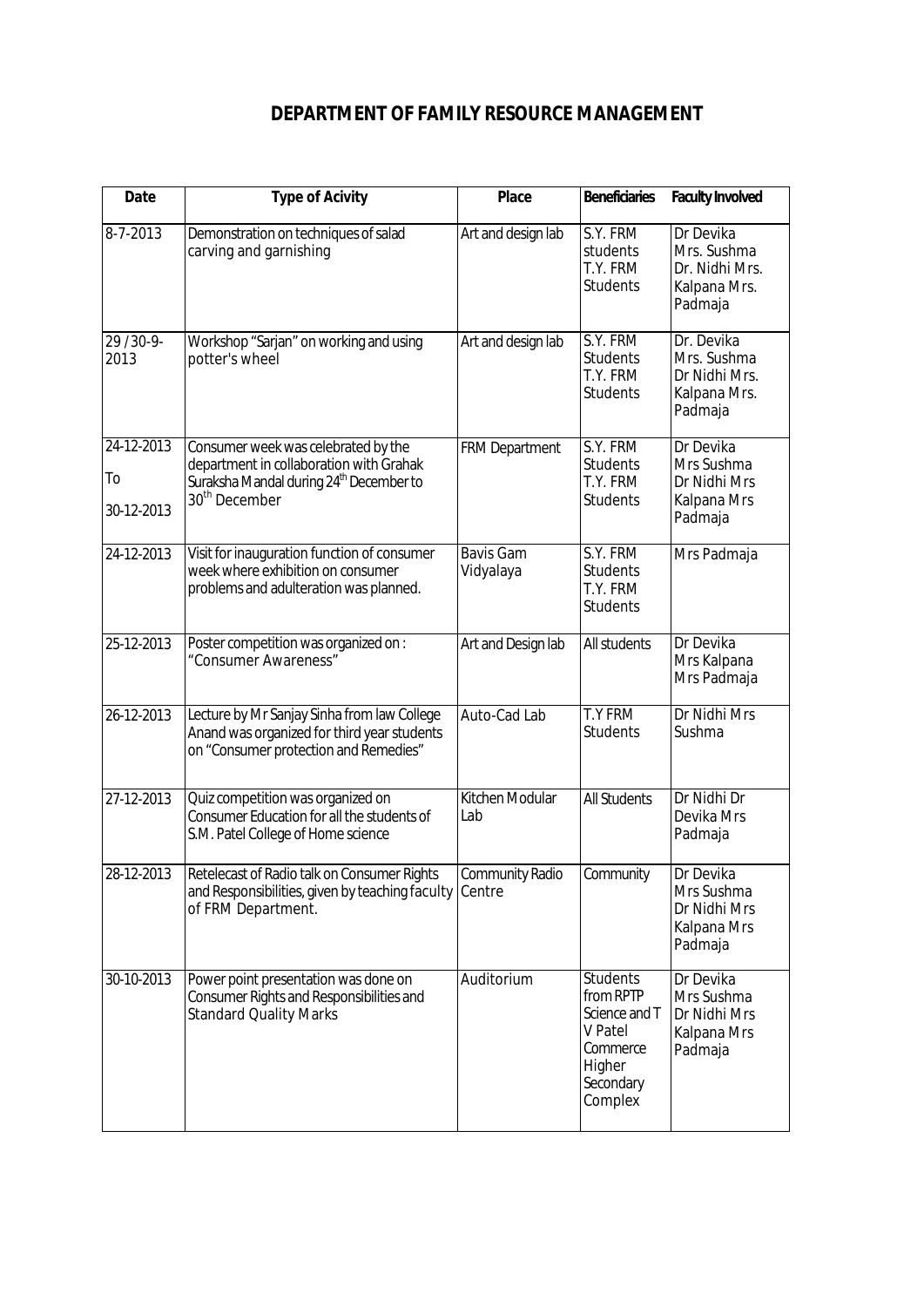# DEPARTMENT OF FAMILY RESOURCE MANAGEMENT

| Date | Type of Acivity | Place | Beneficiaries | Faculty Involved |
|---|---|---|---|---|
| 8-7-2013 | Demonstration on techniques of salad carving and garnishing | Art and design lab | S.Y. FRM students T.Y. FRM Students | Dr Devika Mrs. Sushma Dr. Nidhi Mrs. Kalpana Mrs. Padmaja |
| 29 /30-9-2013 | Workshop "Sarjan" on working and using potter's wheel | Art and design lab | S.Y. FRM Students T.Y. FRM Students | Dr. Devika Mrs. Sushma Dr Nidhi Mrs. Kalpana Mrs. Padmaja |
| 24-12-2013 To 30-12-2013 | Consumer week was celebrated by the department in collaboration with Grahak Suraksha Mandal during 24th December to 30th December | FRM Department | S.Y. FRM Students T.Y. FRM Students | Dr Devika Mrs Sushma Dr Nidhi Mrs Kalpana Mrs Padmaja |
| 24-12-2013 | Visit for inauguration function of consumer week where exhibition on consumer problems and adulteration was planned. | Bavis Gam Vidyalaya | S.Y. FRM Students T.Y. FRM Students | Mrs Padmaja |
| 25-12-2013 | Poster competition was organized on : "Consumer Awareness" | Art and Design lab | All students | Dr Devika Mrs Kalpana Mrs Padmaja |
| 26-12-2013 | Lecture by Mr Sanjay Sinha from law College Anand was organized for third year students on "Consumer protection and Remedies" | Auto-Cad Lab | T.Y FRM Students | Dr Nidhi Mrs Sushma |
| 27-12-2013 | Quiz competition was organized on Consumer Education for all the students of S.M. Patel College of Home science | Kitchen Modular Lab | All Students | Dr Nidhi Dr Devika Mrs Padmaja |
| 28-12-2013 | Retelecast of Radio talk on Consumer Rights and Responsibilities, given by teaching faculty of FRM Department. | Community Radio Centre | Community | Dr Devika Mrs Sushma Dr Nidhi Mrs Kalpana Mrs Padmaja |
| 30-10-2013 | Power point presentation was done on Consumer Rights and Responsibilities and Standard Quality Marks | Auditorium | Students from RPTP Science and T V Patel Commerce Higher Secondary Complex | Dr Devika Mrs Sushma Dr Nidhi Mrs Kalpana Mrs Padmaja |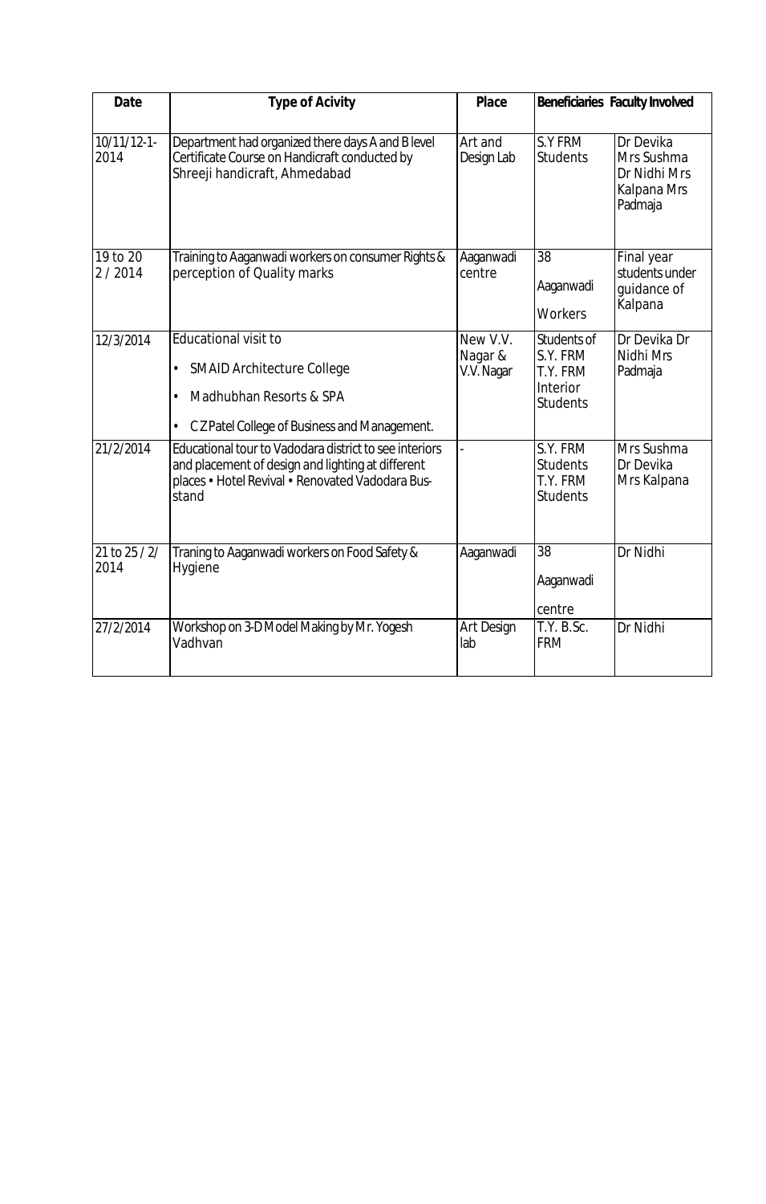| Date | Type of Acivity | Place | Beneficiaries | Faculty Involved |
|---|---|---|---|---|
| 10/11/12-1-2014 | Department had organized there days A and B level Certificate Course on Handicraft conducted by Shreeji handicraft, Ahmedabad | Art and Design Lab | S.Y FRM Students | Dr Devika Mrs Sushma Dr Nidhi Mrs Kalpana Mrs Padmaja |
| 19 to 20 2 / 2014 | Training to Aaganwadi workers on consumer Rights & perception of Quality marks | Aaganwadi centre | 38 Aaganwadi Workers | Final year students under guidance of Kalpana |
| 12/3/2014 | Educational visit to<br>• SMAID Architecture College<br>• Madhubhan Resorts & SPA<br>• C Z Patel College of Business and Management. | New V.V. Nagar & V.V. Nagar | Students of S.Y. FRM T.Y. FRM Interior Students | Dr Devika Dr Nidhi Mrs Padmaja |
| 21/2/2014 | Educational tour to Vadodara district to see interiors and placement of design and lighting at different places • Hotel Revival • Renovated Vadodara Bus-stand | - | S.Y. FRM Students T.Y. FRM Students | Mrs Sushma Dr Devika Mrs Kalpana |
| 21 to 25 / 2/ 2014 | Traning to Aaganwadi workers on Food Safety & Hygiene | Aaganwadi | 38 Aaganwadi centre | Dr Nidhi |
| 27/2/2014 | Workshop on 3-D Model Making by Mr. Yogesh Vadhvan | Art Design lab | T.Y. B.Sc. FRM | Dr Nidhi |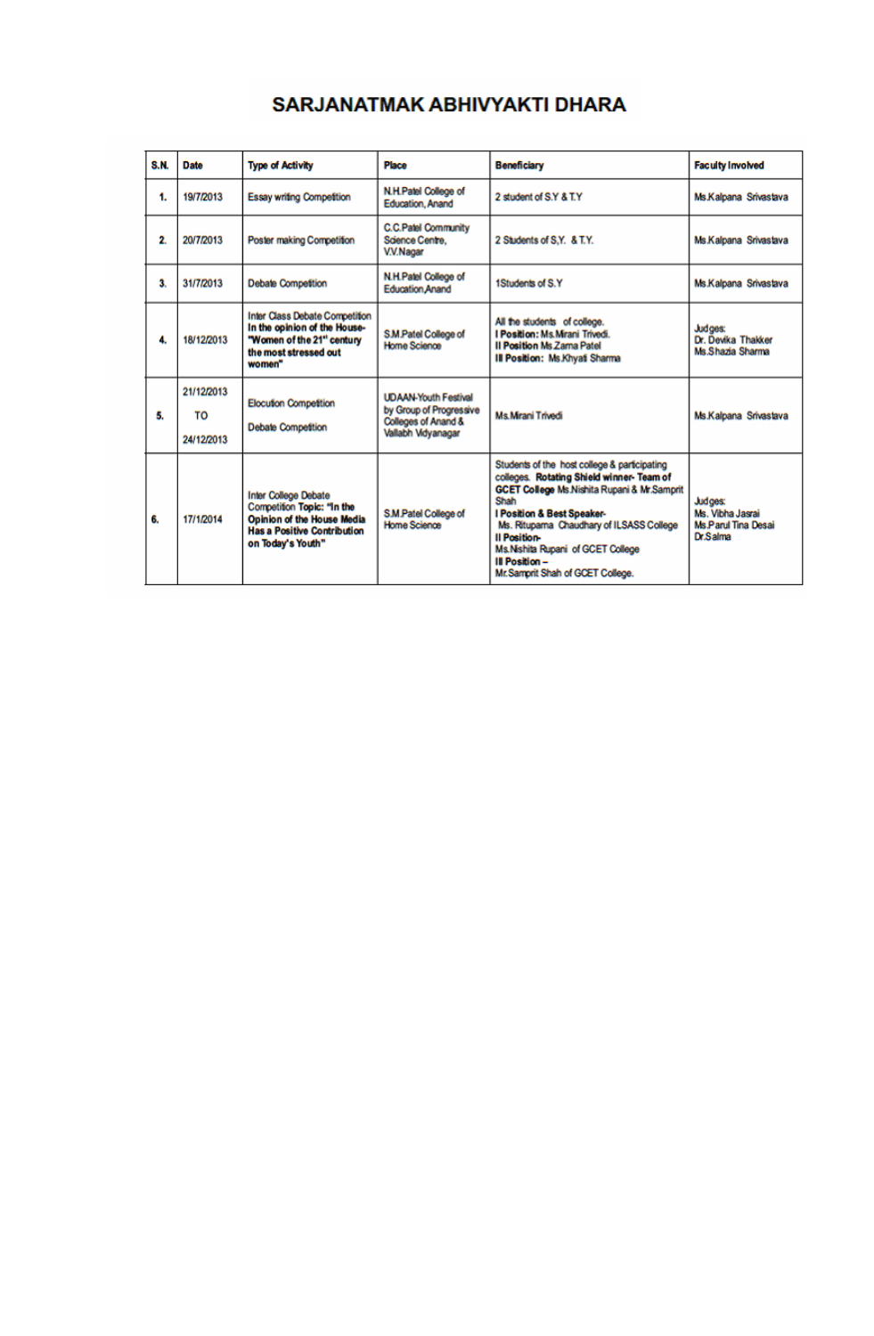# SARJANATMAK ABHIVYAKTI DHARA

| S.N. | Date | Type of Activity | Place | Beneficiary | Faculty Involved |
|---|---|---|---|---|---|
| 1. | 19/7/2013 | Essay writing Competition | N.H.Patel College of Education, Anand | 2 student of S.Y & T.Y | Ms.Kalpana Srivastava |
| 2. | 20/7/2013 | Poster making Competition | C.C.Patel Community Science Centre, V.V.Nagar | 2 Students of S.Y. & T.Y. | Ms.Kalpana Srivastava |
| 3. | 31/7/2013 | Debate Competition | N.H.Patel College of Education,Anand | 1Students of S.Y | Ms.Kalpana Srivastava |
| 4. | 18/12/2013 | Inter Class Debate Competition **In the opinion of the House- "Women of the 21st century the most stressed out women"** | S.M.Patel College of Home Science | All the students of college. **I Position:** Ms.Mirani Trivedi. **II Position** Ms.Zarna Patel **III Position:** Ms.Khyati Sharma | Judges: Dr. Devika Thakker Ms.Shazia Sharma |
| 5. | 21/12/2013 TO 24/12/2013 | Elocution Competition Debate Competition | UDAAN-Youth Festival by Group of Progressive Colleges of Anand & Vallabh Vidyanagar | Ms.Mirani Trivedi | Ms.Kalpana Srivastava |
| 6. | 17/1/2014 | Inter College Debate Competition **Topic: "In the Opinion of the House Media Has a Positive Contribution on Today's Youth"** | S.M.Patel College of Home Science | Students of the host college & participating colleges. **Rotating Shield winner- Team of GCET College** Ms.Nishita Rupani & Mr.Samprit Shah **I Position & Best Speaker-** Ms. Rituparna Chaudhary of ILSASS College **II Position-** Ms.Nishita Rupani of GCET College **III Position –** Mr.Samprit Shah of GCET College. | Judges: Ms. Vibha Jasrai Ms.Parul Tina Desai Dr.Salma |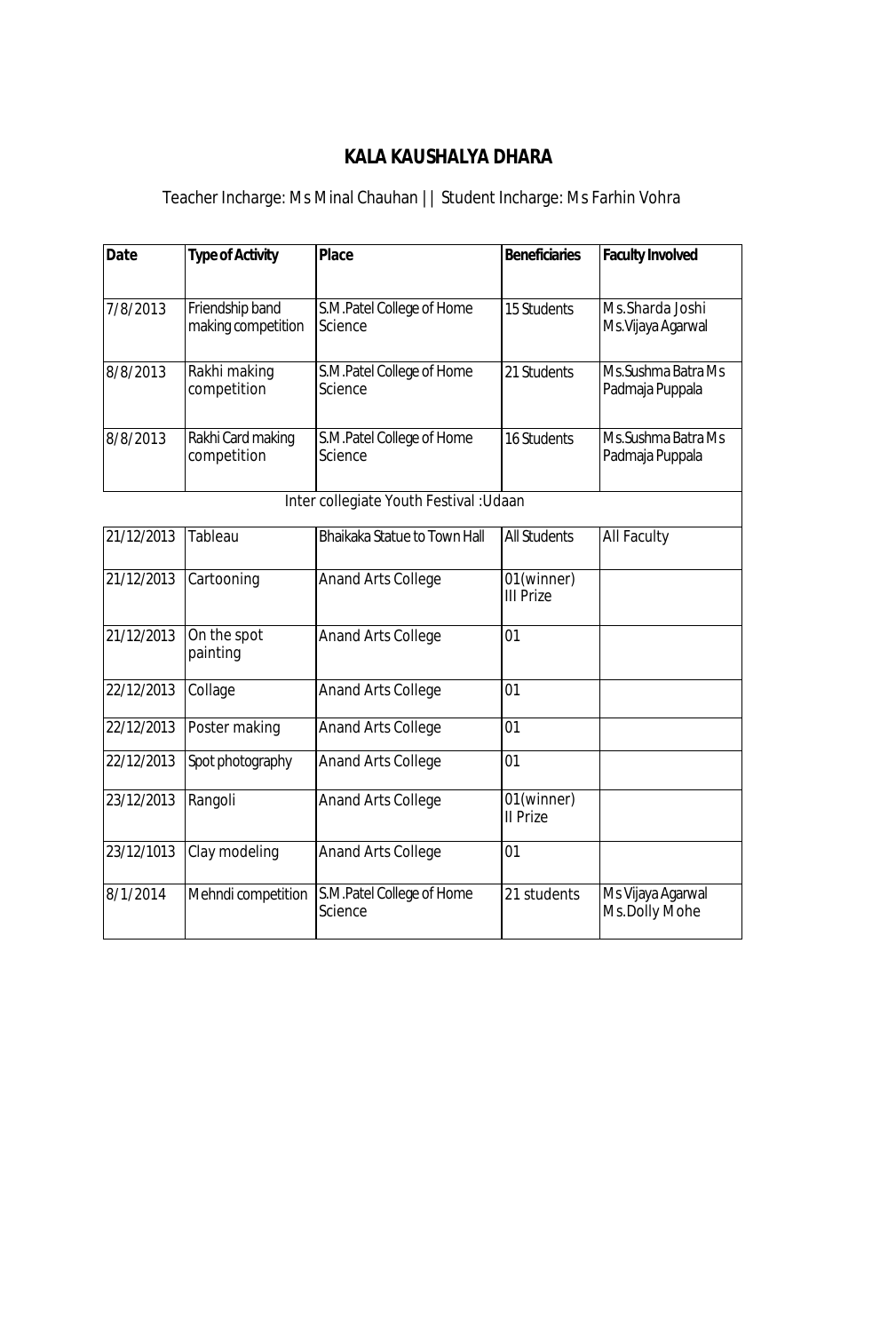## KALA KAUSHALYA DHARA

Teacher Incharge: Ms Minal Chauhan || Student Incharge: Ms Farhin Vohra

| Date | Type of Activity | Place | Beneficiaries | Faculty Involved |
|---|---|---|---|---|
| 7/8/2013 | Friendship band making competition | S.M.Patel College of Home Science | 15 Students | Ms.Sharda Joshi Ms.Vijaya Agarwal |
| 8/8/2013 | Rakhi making competition | S.M.Patel College of Home Science | 21 Students | Ms.Sushma Batra Ms Padmaja Puppala |
| 8/8/2013 | Rakhi Card making competition | S.M.Patel College of Home Science | 16 Students | Ms.Sushma Batra Ms Padmaja Puppala |
| Inter collegiate Youth Festival :Udaan | | | | |
| 21/12/2013 | Tableau | Bhaikaka Statue to Town Hall | All Students | All Faculty |
| 21/12/2013 | Cartooning | Anand Arts College | 01(winner) III Prize | |
| 21/12/2013 | On the spot painting | Anand Arts College | 01 | |
| 22/12/2013 | Collage | Anand Arts College | 01 | |
| 22/12/2013 | Poster making | Anand Arts College | 01 | |
| 22/12/2013 | Spot photography | Anand Arts College | 01 | |
| 23/12/2013 | Rangoli | Anand Arts College | 01(winner) II Prize | |
| 23/12/1013 | Clay modeling | Anand Arts College | 01 | |
| 8/1/2014 | Mehndi competition | S.M.Patel College of Home Science | 21 students | Ms Vijaya Agarwal Ms.Dolly Mohe |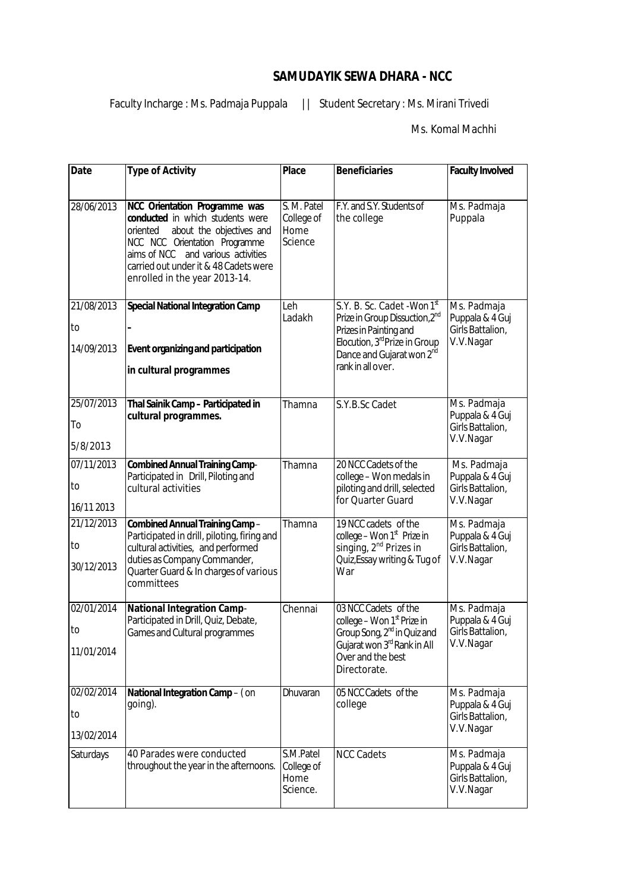## SAMUDAYIK SEWA DHARA - NCC

Faculty Incharge : Ms. Padmaja Puppala || Student Secretary : Ms. Mirani Trivedi

Ms. Komal Machhi

| Date | Type of Activity | Place | Beneficiaries | Faculty Involved |
|---|---|---|---|---|
| 28/06/2013 | **NCC Orientation Programme was conducted** in which students were oriented about the objectives and NCC NCC Orientation Programme aims of NCC and various activities carried out under it & 48 Cadets were enrolled in the year 2013-14. | S. M. Patel College of Home Science | F.Y. and S.Y. Students of the college | Ms. Padmaja Puppala |
| 21/08/2013 to 14/09/2013 | **Special National Integration Camp – Event organizing and participation in cultural programmes** | Leh Ladakh | S.Y. B. Sc. Cadet -Won 1st Prize in Group Dissuction, 2nd Prizes in Painting and Elocution, 3rd Prize in Group Dance and Gujarat won 2nd rank in all over. | Ms. Padmaja Puppala & 4 Guj Girls Battalion, V.V.Nagar |
| 25/07/2013 To 5/8/2013 | **Thal Sainik Camp – Participated in cultural programmes.** | Thamna | S.Y.B.Sc Cadet | Ms. Padmaja Puppala & 4 Guj Girls Battalion, V.V.Nagar |
| 07/11/2013 to 16/11 2013 | **Combined Annual Training Camp**- Participated in Drill, Piloting and cultural activities | Thamna | 20 NCC Cadets of the college – Won medals in piloting and drill, selected for Quarter Guard | Ms. Padmaja Puppala & 4 Guj Girls Battalion, V.V.Nagar |
| 21/12/2013 to 30/12/2013 | **Combined Annual Training Camp** – Participated in drill, piloting, firing and cultural activities, and performed duties as Company Commander, Quarter Guard & In charges of various committees | Thamna | 19 NCC cadets of the college – Won 1st Prize in singing, 2nd Prizes in Quiz,Essay writing & Tug of War | Ms. Padmaja Puppala & 4 Guj Girls Battalion, V.V.Nagar |
| 02/01/2014 to 11/01/2014 | **National Integration Camp**- Participated in Drill, Quiz, Debate, Games and Cultural programmes | Chennai | 03 NCC Cadets of the college – Won 1st Prize in Group Song, 2nd in Quiz and Gujarat won 3rd Rank in All Over and the best Directorate. | Ms. Padmaja Puppala & 4 Guj Girls Battalion, V.V.Nagar |
| 02/02/2014 to 13/02/2014 | **National Integration Camp** – ( on going). | Dhuvaran | 05 NCC Cadets of the college | Ms. Padmaja Puppala & 4 Guj Girls Battalion, V.V.Nagar |
| Saturdays | 40 Parades were conducted throughout the year in the afternoons. | S.M.Patel College of Home Science. | NCC Cadets | Ms. Padmaja Puppala & 4 Guj Girls Battalion, V.V.Nagar |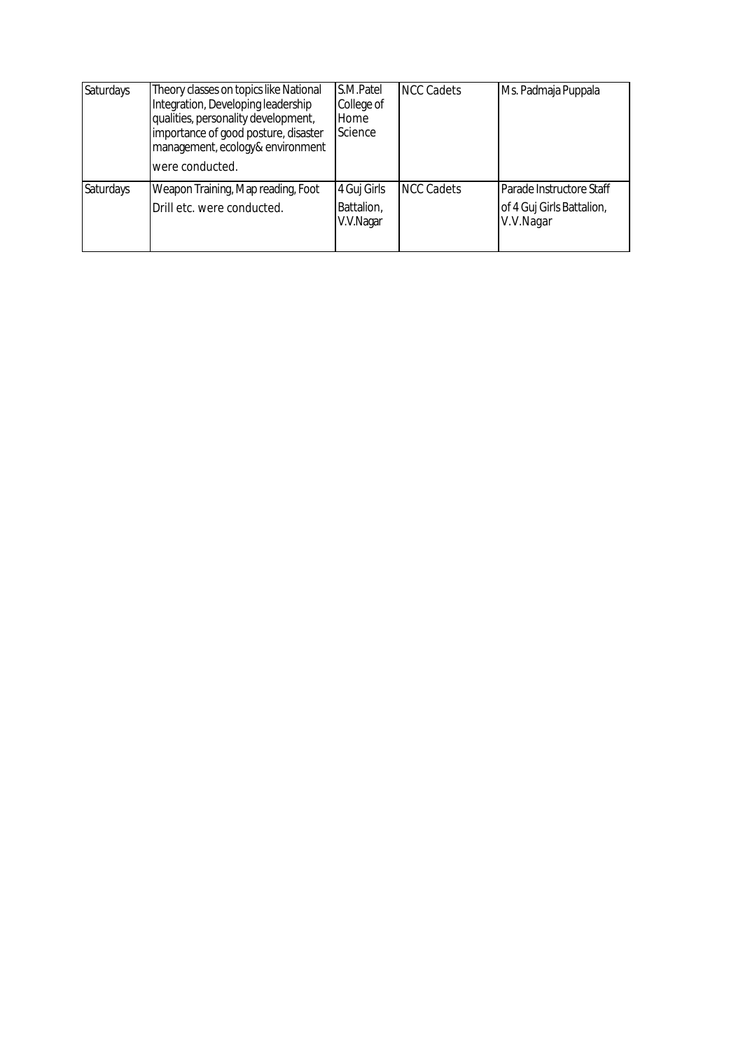| Saturdays | Theory classes on topics like National Integration, Developing leadership qualities, personality development, importance of good posture, disaster management, ecology& environment were conducted. | S.M.Patel College of Home Science | NCC Cadets | Ms. Padmaja Puppala |
|---|---|---|---|---|
| Saturdays | Weapon Training, Map reading, Foot Drill etc. were conducted. | 4 Guj Girls Battalion, V.V.Nagar | NCC Cadets | Parade Instructore Staff of 4 Guj Girls Battalion, V.V.Nagar |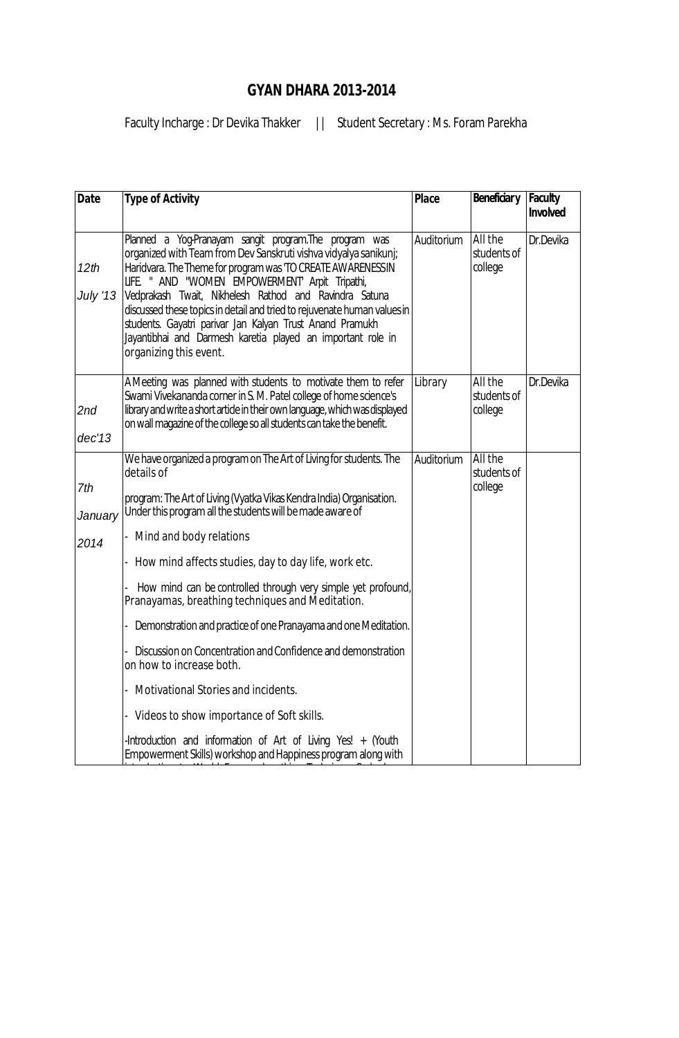# GYAN DHARA 2013-2014

Faculty Incharge : Dr Devika Thakker || Student Secretary : Ms. Foram Parekha

| Date | Type of Activity | Place | Beneficiary | Faculty Involved |
|---|---|---|---|---|
| 12th July '13 | Planned a Yog-Pranayam sangit program.The program was organized with Team from Dev Sanskruti vishva vidyalya sanikunj; Haridvara. The Theme for program was 'TO CREATE AWARENESS IN LIFE. " AND "WOMEN EMPOWERMENT' Arpit Tripathi, Vedprakash Twait, Nikhelesh Rathod and Ravindra Satuna discussed these topics in detail and tried to rejuvenate human values in students. Gayatri parivar Jan Kalyan Trust Anand Pramukh Jayantibhai and Darmesh karetia played an important role in organizing this event. | Auditorium | All the students of college | Dr.Devika |
| 2nd dec'13 | A Meeting was planned with students to motivate them to refer Swami Vivekananda corner in S. M. Patel college of home science's library and write a short article in their own language, which was displayed on wall magazine of the college so all students can take the benefit. | Library | All the students of college | Dr.Devika |
| 7th January 2014 | We have organized a program on The Art of Living for students. The details of<br><br>program: The Art of Living (Vyatka Vikas Kendra India) Organisation. Under this program all the students will be made aware of<br><br>- Mind and body relations<br><br>- How mind affects studies, day to day life, work etc.<br><br>- How mind can be controlled through very simple yet profound, Pranayamas, breathing techniques and Meditation.<br><br>- Demonstration and practice of one Pranayama and one Meditation.<br><br>- Discussion on Concentration and Confidence and demonstration on how to increase both.<br><br>- Motivational Stories and incidents.<br><br>- Videos to show importance of Soft skills.<br><br>-Introduction and information of Art of Living Yes! + (Youth Empowerment Skills) workshop and Happiness program along with | Auditorium | All the students of college | |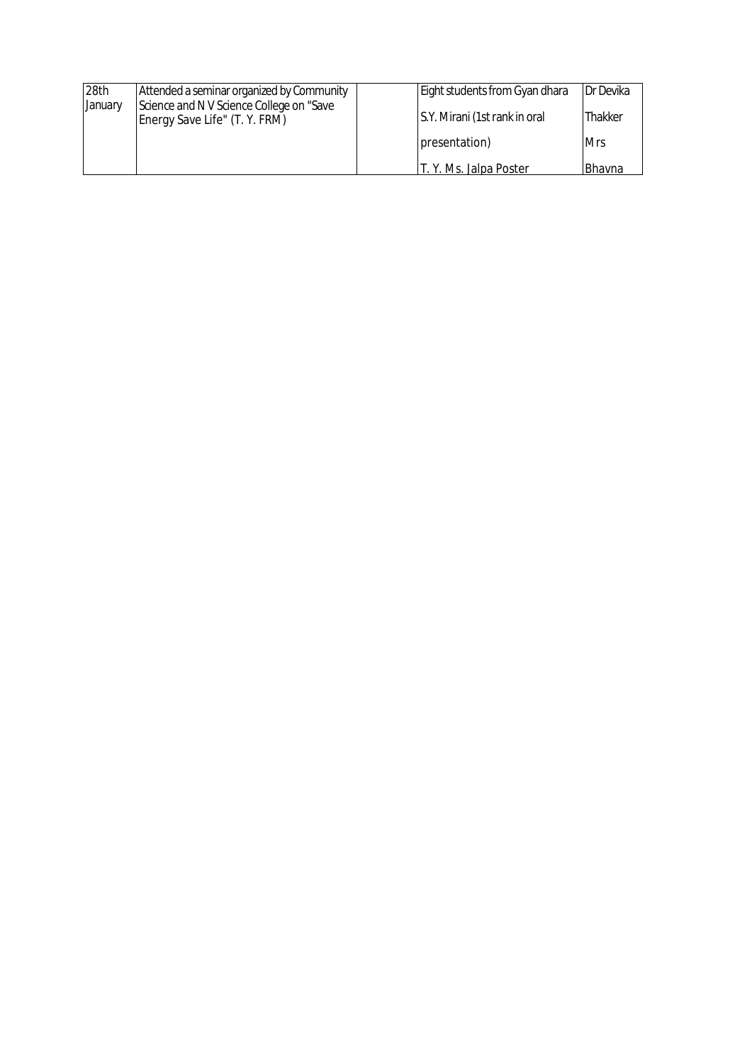| | | | | |
|---|---|---|---|---|
| 28th January | Attended a seminar organized by Community Science and N V Science College on "Save Energy Save Life" (T. Y. FRM) | | Eight students from Gyan dhara<br>S.Y. Mirani (1st rank in oral presentation)<br>T. Y. Ms. Jalpa Poster | Dr Devika Thakker<br>Mrs Bhavna |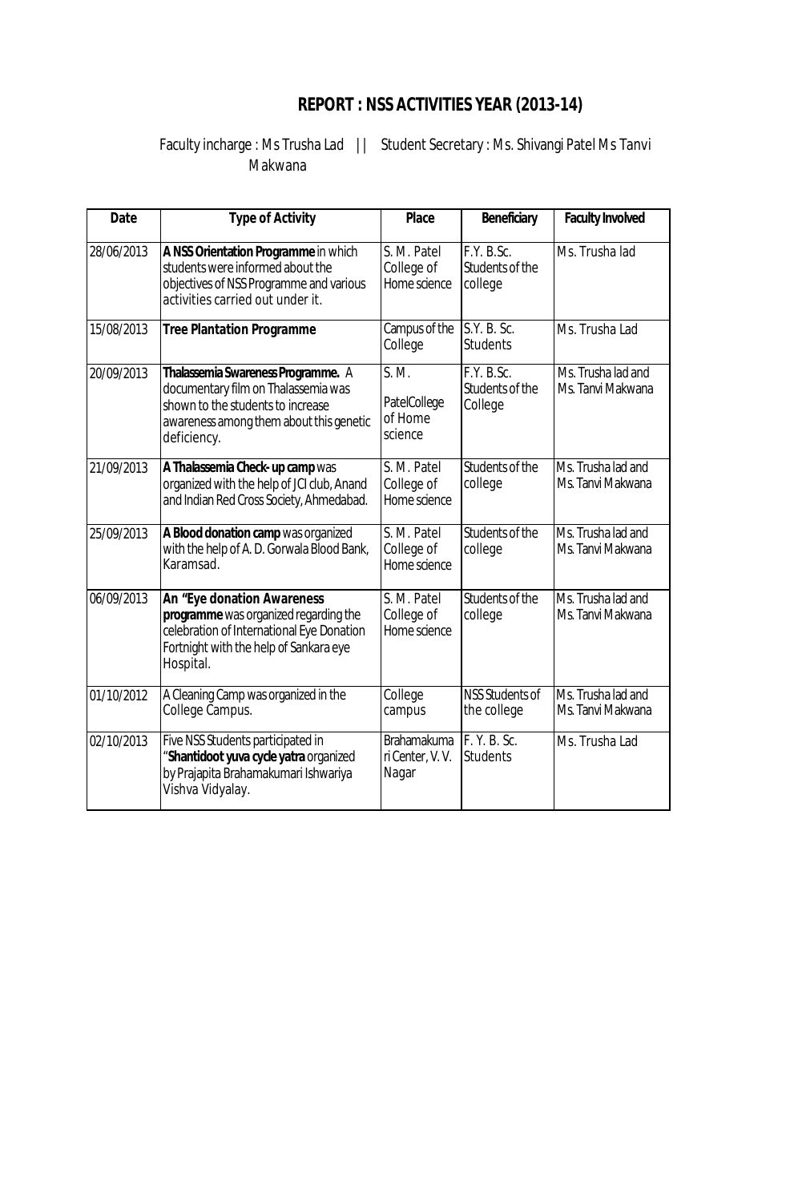# REPORT : NSS ACTIVITIES YEAR (2013-14)

Faculty incharge : Ms Trusha Lad || Student Secretary : Ms. Shivangi Patel Ms Tanvi Makwana

| Date | Type of Activity | Place | Beneficiary | Faculty Involved |
|---|---|---|---|---|
| 28/06/2013 | **A NSS Orientation Programme** in which students were informed about the objectives of NSS Programme and various activities carried out under it. | S. M. Patel College of Home science | F.Y. B.Sc. Students of the college | Ms. Trusha lad |
| 15/08/2013 | **Tree Plantation Programme** | Campus of the College | S.Y. B. Sc. Students | Ms. Trusha Lad |
| 20/09/2013 | **Thalassemia Swareness Programme.** A documentary film on Thalassemia was shown to the students to increase awareness among them about this genetic deficiency. | S. M. PatelCollege of Home science | F.Y. B.Sc. Students of the College | Ms. Trusha lad and Ms. Tanvi Makwana |
| 21/09/2013 | **A Thalassemia Check- up camp** was organized with the help of JCI club, Anand and Indian Red Cross Society, Ahmedabad. | S. M. Patel College of Home science | Students of the college | Ms. Trusha lad and Ms. Tanvi Makwana |
| 25/09/2013 | **A Blood donation camp** was organized with the help of A. D. Gorwala Blood Bank, Karamsad. | S. M. Patel College of Home science | Students of the college | Ms. Trusha lad and Ms. Tanvi Makwana |
| 06/09/2013 | **An "Eye donation Awareness programme** was organized regarding the celebration of International Eye Donation Fortnight with the help of Sankara eye Hospital. | S. M. Patel College of Home science | Students of the college | Ms. Trusha lad and Ms. Tanvi Makwana |
| 01/10/2012 | A Cleaning Camp was organized in the College Campus. | College campus | NSS Students of the college | Ms. Trusha lad and Ms. Tanvi Makwana |
| 02/10/2013 | Five NSS Students participated in "**Shantidoot yuva cycle yatra** organized by Prajapita Brahamakumari Ishwariya Vishva Vidyalay. | Brahamakumari Center, V. V. Nagar | F. Y. B. Sc. Students | Ms. Trusha Lad |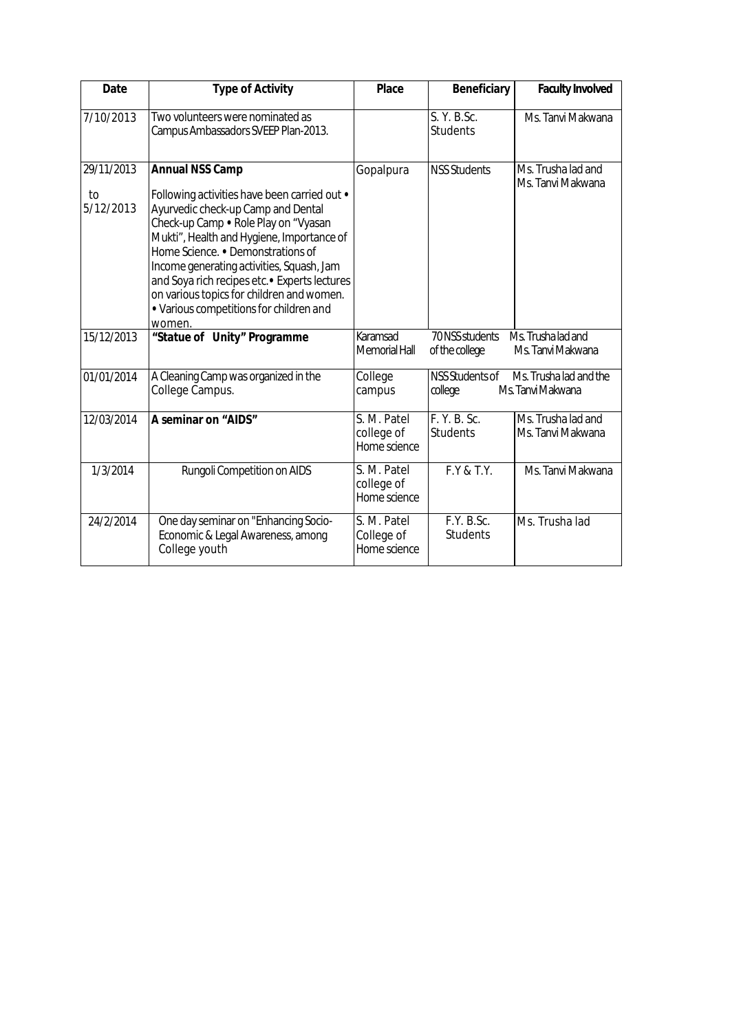| Date | Type of Activity | Place | Beneficiary | Faculty Involved |
|---|---|---|---|---|
| 7/10/2013 | Two volunteers were nominated as Campus Ambassadors SVEEP Plan-2013. | | S. Y. B.Sc. Students | Ms. Tanvi Makwana |
| 29/11/2013 to 5/12/2013 | **Annual NSS Camp**<br>Following activities have been carried out • Ayurvedic check-up Camp and Dental Check-up Camp • Role Play on "Vyasan Mukti", Health and Hygiene, Importance of Home Science. • Demonstrations of Income generating activities, Squash, Jam and Soya rich recipes etc.• Experts lectures on various topics for children and women. • Various competitions for children and women. | Gopalpura | NSS Students | Ms. Trusha lad and Ms. Tanvi Makwana |
| 15/12/2013 | **"Statue of Unity" Programme** | Karamsad Memorial Hall | 70 NSS students of the college | Ms. Trusha lad and Ms. Tanvi Makwana |
| 01/01/2014 | A Cleaning Camp was organized in the College Campus. | College campus | NSS Students of college | Ms. Trusha lad and the Ms. Tanvi Makwana |
| 12/03/2014 | **A seminar on "AIDS"** | S. M. Patel college of Home science | F. Y. B. Sc. Students | Ms. Trusha lad and Ms. Tanvi Makwana |
| 1/3/2014 | Rungoli Competition on AIDS | S. M. Patel college of Home science | F.Y & T.Y. | Ms. Tanvi Makwana |
| 24/2/2014 | One day seminar on "Enhancing Socio-Economic & Legal Awareness, among College youth | S. M. Patel College of Home science | F.Y. B.Sc. Students | Ms. Trusha lad |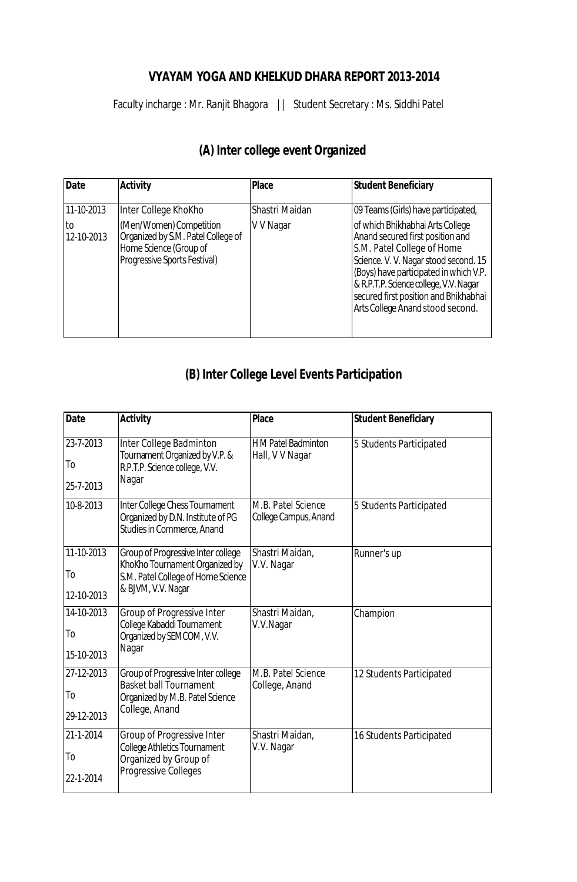# VYAYAM YOGA AND KHELKUD DHARA REPORT 2013-2014

Faculty incharge : Mr. Ranjit Bhagora || Student Secretary : Ms. Siddhi Patel

## (A) Inter college event Organized

| Date | Activity | Place | Student Beneficiary |
|---|---|---|---|
| 11-10-2013 to 12-10-2013 | Inter College KhoKho (Men/Women) Competition Organized by S.M. Patel College of Home Science (Group of Progressive Sports Festival) | Shastri Maidan V V Nagar | 09 Teams (Girls) have participated, of which Bhikhabhai Arts College Anand secured first position and S.M. Patel College of Home Science. V. V. Nagar stood second. 15 (Boys) have participated in which V.P. & R.P.T.P. Science college, V.V. Nagar secured first position and Bhikhabhai Arts College Anand stood second. |

## (B) Inter College Level Events Participation

| Date | Activity | Place | Student Beneficiary |
|---|---|---|---|
| 23-7-2013 To 25-7-2013 | Inter College Badminton Tournament Organized by V.P. & R.P.T.P. Science college, V.V. Nagar | H M Patel Badminton Hall, V V Nagar | 5 Students Participated |
| 10-8-2013 | Inter College Chess Tournament Organized by D.N. Institute of PG Studies in Commerce, Anand | M.B. Patel Science College Campus, Anand | 5 Students Participated |
| 11-10-2013 To 12-10-2013 | Group of Progressive Inter college KhoKho Tournament Organized by S.M. Patel College of Home Science & BJVM, V.V. Nagar | Shastri Maidan, V.V. Nagar | Runner's up |
| 14-10-2013 To 15-10-2013 | Group of Progressive Inter College Kabaddi Tournament Organized by SEMCOM, V.V. Nagar | Shastri Maidan, V.V.Nagar | Champion |
| 27-12-2013 To 29-12-2013 | Group of Progressive Inter college Basket ball Tournament Organized by M.B. Patel Science College, Anand | M.B. Patel Science College, Anand | 12 Students Participated |
| 21-1-2014 To 22-1-2014 | Group of Progressive Inter College Athletics Tournament Organized by Group of Progressive Colleges | Shastri Maidan, V.V. Nagar | 16 Students Participated |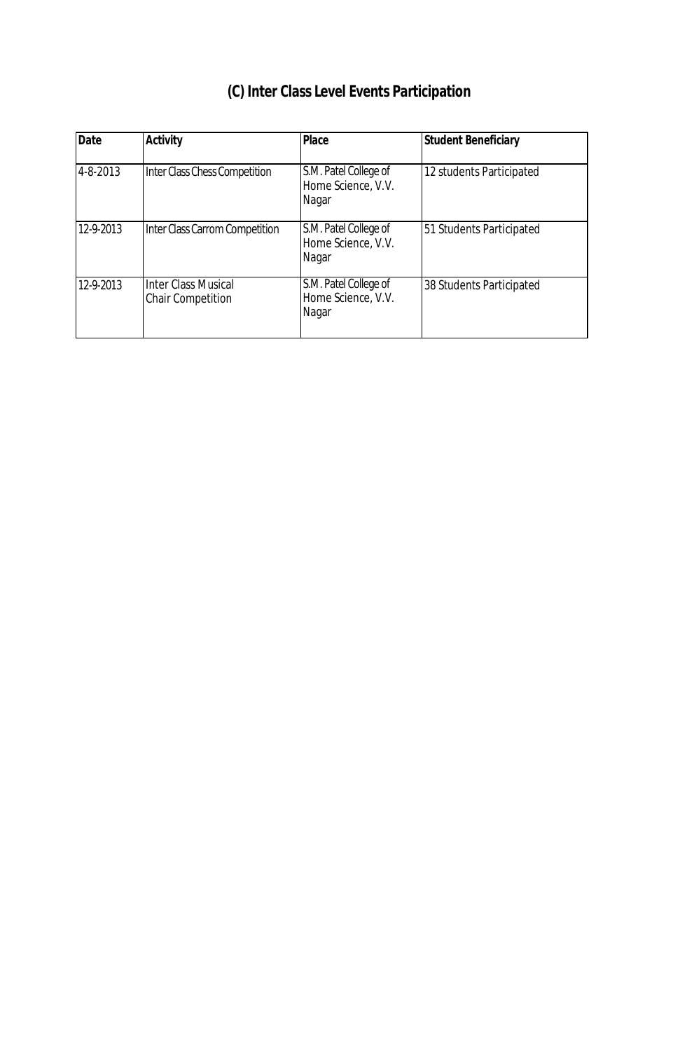## (C) Inter Class Level Events Participation

| Date | Activity | Place | Student Beneficiary |
|---|---|---|---|
| 4-8-2013 | Inter Class Chess Competition | S.M. Patel College of Home Science, V.V. Nagar | 12 students Participated |
| 12-9-2013 | Inter Class Carrom Competition | S.M. Patel College of Home Science, V.V. Nagar | 51 Students Participated |
| 12-9-2013 | Inter Class Musical Chair Competition | S.M. Patel College of Home Science, V.V. Nagar | 38 Students Participated |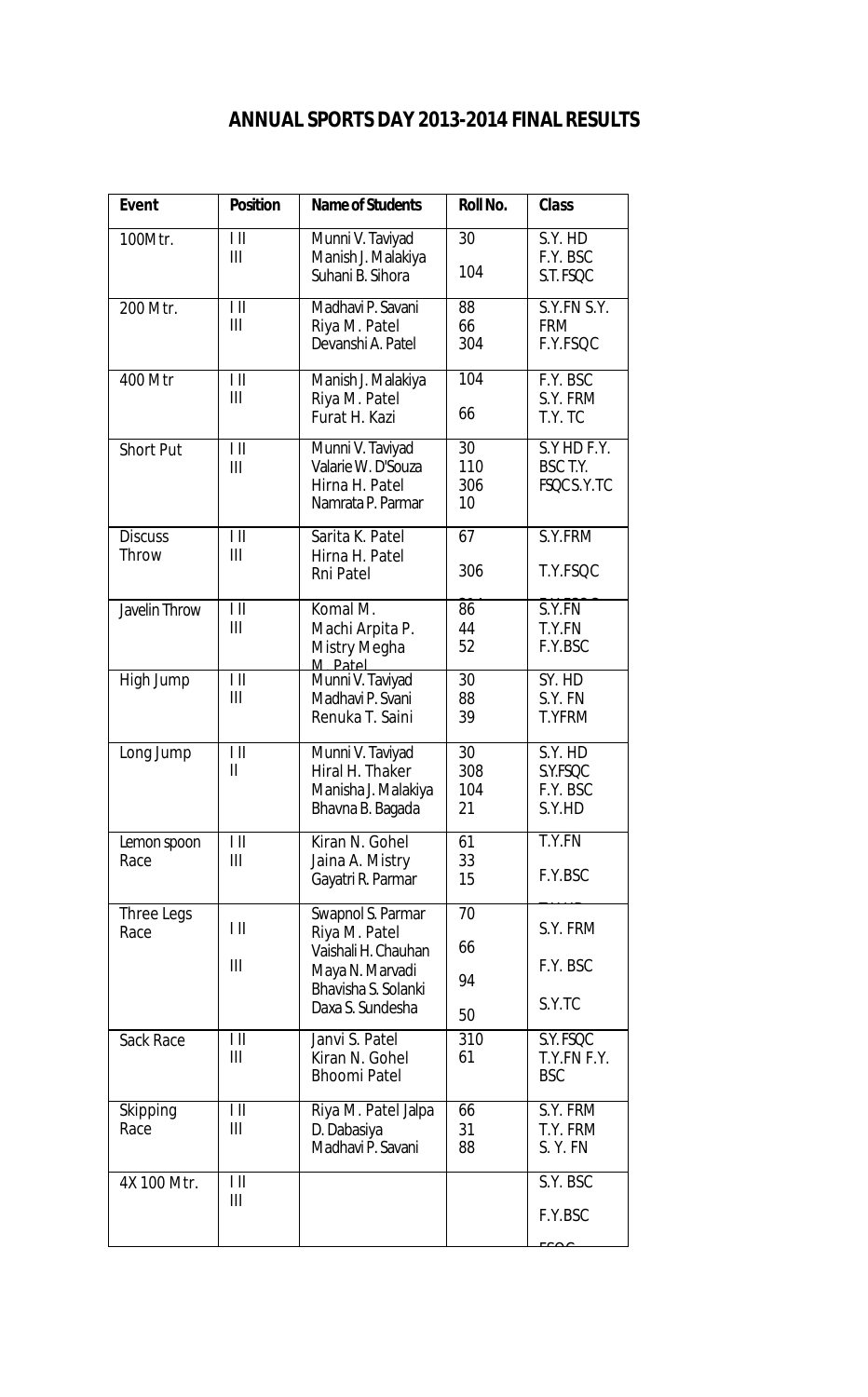# ANNUAL SPORTS DAY 2013-2014 FINAL RESULTS

| Event | Position | Name of Students | Roll No. | Class |
|---|---|---|---|---|
| 100Mtr. | I II III | Munni V. Taviyad<br>Manish J. Malakiya<br>Suhani B. Sihora | 30<br>104 | S.Y. HD<br>F.Y. BSC<br>S.T. FSQC |
| 200 Mtr. | I II III | Madhavi P. Savani<br>Riya M. Patel<br>Devanshi A. Patel | 88<br>66<br>304 | S.Y.FN S.Y. FRM<br>F.Y.FSQC |
| 400 Mtr | I II III | Manish J. Malakiya<br>Riya M. Patel<br>Furat H. Kazi | 104<br>66 | F.Y. BSC<br>S.Y. FRM<br>T.Y. TC |
| Short Put | I II III | Munni V. Taviyad<br>Valarie W. D'Souza<br>Hirna H. Patel<br>Namrata P. Parmar | 30<br>110<br>306<br>10 | S.Y HD F.Y. BSC T.Y. FSQCS.Y.TC |
| Discuss Throw | I II III | Sarita K. Patel<br>Hirna H. Patel<br>Rni Patel | 67<br>306 | S.Y.FRM<br>T.Y.FSQC |
| Javelin Throw | I II III | Komal M.<br>Machi Arpita P.<br>Mistry Megha<br>M. Patel | 86<br>44<br>52 | S.Y.FN<br>T.Y.FN<br>F.Y.BSC |
| High Jump | I II III | Munni V. Taviyad<br>Madhavi P. Svani<br>Renuka T. Saini | 30<br>88<br>39 | SY. HD<br>S.Y. FN<br>T.YFRM |
| Long Jump | I II<br>II | Munni V. Taviyad<br>Hiral H. Thaker<br>Manisha J. Malakiya<br>Bhavna B. Bagada | 30<br>308<br>104<br>21 | S.Y. HD<br>S.Y.FSQC<br>F.Y. BSC<br>S.Y.HD |
| Lemon spoon Race | I II III | Kiran N. Gohel<br>Jaina A. Mistry<br>Gayatri R. Parmar | 61<br>33<br>15 | T.Y.FN<br>F.Y.BSC |
| Three Legs Race | I II<br>III | Swapnol S. Parmar<br>Riya M. Patel<br>Vaishali H. Chauhan<br>Maya N. Marvadi<br>Bhavisha S. Solanki<br>Daxa S. Sundesha | 70<br>66<br>94<br>50 | S.Y. FRM<br>F.Y. BSC<br>S.Y.TC |
| Sack Race | I II III | Janvi S. Patel<br>Kiran N. Gohel<br>Bhoomi Patel | 310<br>61 | S.Y. FSQC<br>T.Y.FN F.Y. BSC |
| Skipping Race | I II III | Riya M. Patel Jalpa<br>D. Dabasiya<br>Madhavi P. Savani | 66<br>31<br>88 | S.Y. FRM<br>T.Y. FRM<br>S. Y. FN |
| 4X 100 Mtr. | I II III | | | S.Y. BSC<br>F.Y.BSC |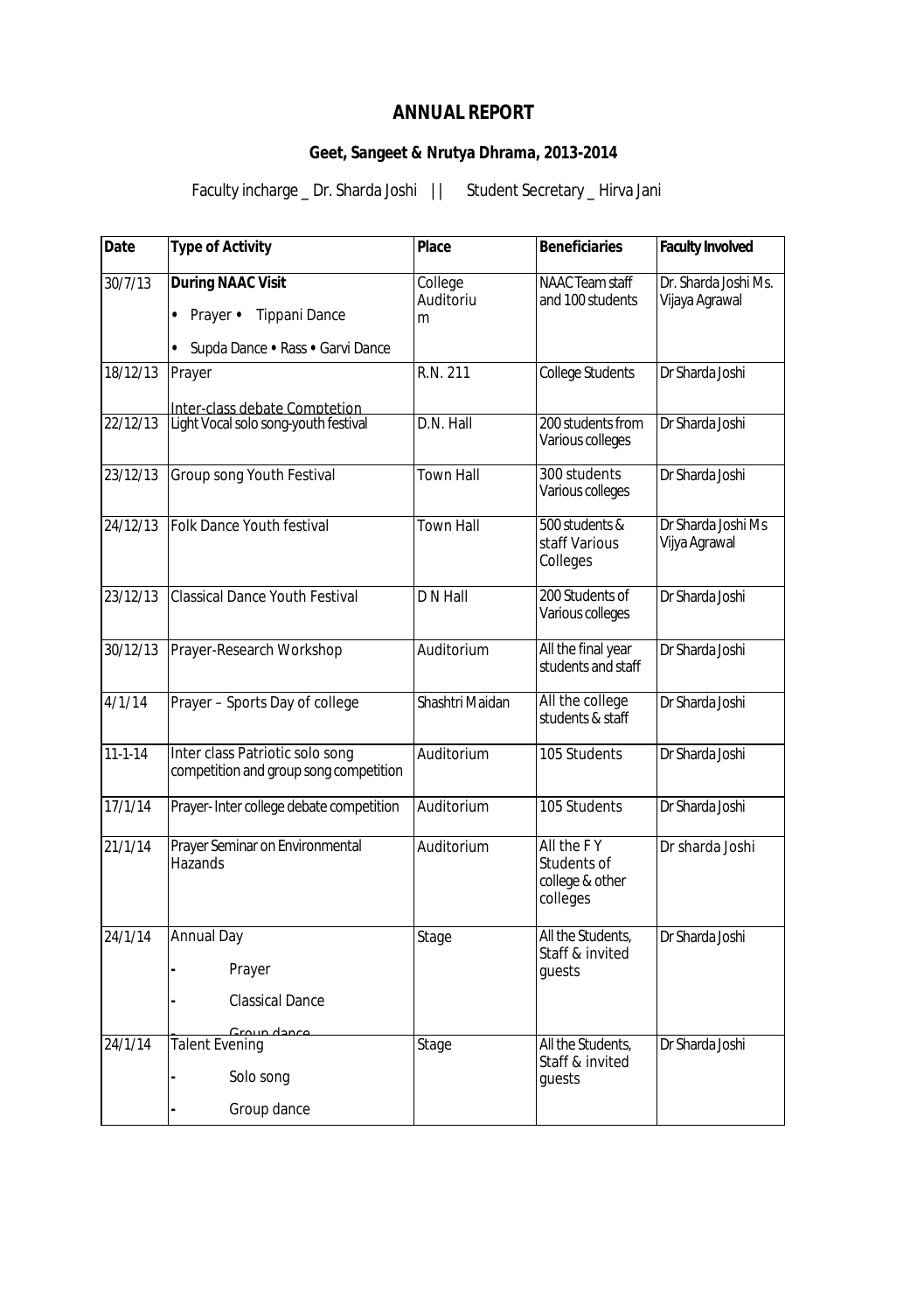# ANNUAL REPORT

## Geet, Sangeet & Nrutya Dhrama, 2013-2014

Faculty incharge _ Dr. Sharda Joshi || Student Secretary _ Hirva Jani

| Date | Type of Activity | Place | Beneficiaries | Faculty Involved |
|---|---|---|---|---|
| 30/7/13 | **During NAAC Visit**<br>• Prayer • Tippani Dance<br>• Supda Dance • Rass • Garvi Dance | College Auditoriu m | NAAC Team staff and 100 students | Dr. Sharda Joshi Ms. Vijaya Agrawal |
| 18/12/13 | Prayer<br>Inter-class debate Comptetion | R.N. 211 | College Students | Dr Sharda Joshi |
| 22/12/13 | Light Vocal solo song-youth festival | D.N. Hall | 200 students from Various colleges | Dr Sharda Joshi |
| 23/12/13 | Group song Youth Festival | Town Hall | 300 students Various colleges | Dr Sharda Joshi |
| 24/12/13 | Folk Dance Youth festival | Town Hall | 500 students & staff Various Colleges | Dr Sharda Joshi Ms Vijya Agrawal |
| 23/12/13 | Classical Dance Youth Festival | D N Hall | 200 Students of Various colleges | Dr Sharda Joshi |
| 30/12/13 | Prayer-Research Workshop | Auditorium | All the final year students and staff | Dr Sharda Joshi |
| 4/1/14 | Prayer – Sports Day of college | Shashtri Maidan | All the college students & staff | Dr Sharda Joshi |
| 11-1-14 | Inter class Patriotic solo song competition and group song competition | Auditorium | 105 Students | Dr Sharda Joshi |
| 17/1/14 | Prayer- Inter college debate competition | Auditorium | 105 Students | Dr Sharda Joshi |
| 21/1/14 | Prayer Seminar on Environmental Hazands | Auditorium | All the F Y Students of college & other colleges | Dr sharda Joshi |
| 24/1/14 | Annual Day<br>- Prayer<br>- Classical Dance<br>- Group dance | Stage | All the Students, Staff & invited guests | Dr Sharda Joshi |
| 24/1/14 | Talent Evening<br>- Solo song<br>- Group dance | Stage | All the Students, Staff & invited guests | Dr Sharda Joshi |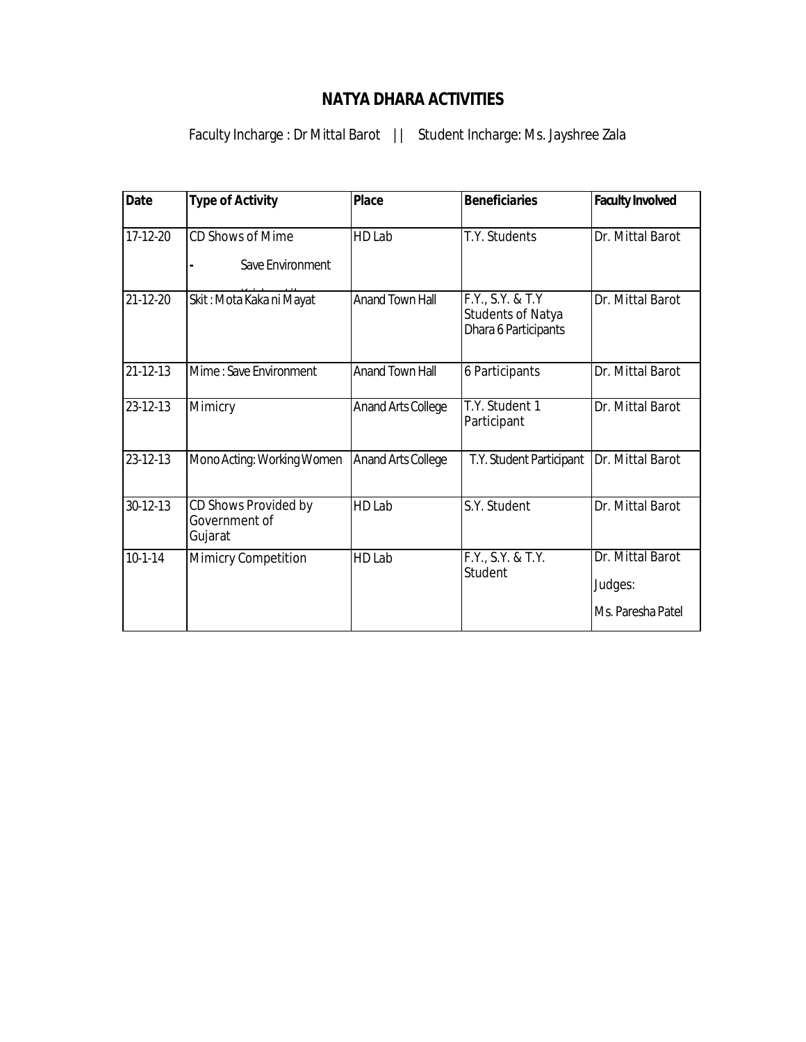# NATYA DHARA ACTIVITIES

Faculty Incharge : Dr Mittal Barot || Student Incharge: Ms. Jayshree Zala

| Date | Type of Activity | Place | Beneficiaries | Faculty Involved |
|---|---|---|---|---|
| 17-12-20 | CD Shows of Mime<br>- Save Environment | HD Lab | T.Y. Students | Dr. Mittal Barot |
| 21-12-20 | Skit : Mota Kaka ni Mayat | Anand Town Hall | F.Y., S.Y. & T.Y Students of Natya Dhara 6 Participants | Dr. Mittal Barot |
| 21-12-13 | Mime : Save Environment | Anand Town Hall | 6 Participants | Dr. Mittal Barot |
| 23-12-13 | Mimicry | Anand Arts College | T.Y. Student 1 Participant | Dr. Mittal Barot |
| 23-12-13 | Mono Acting: Working Women | Anand Arts College | T.Y. Student Participant | Dr. Mittal Barot |
| 30-12-13 | CD Shows Provided by Government of Gujarat | HD Lab | S.Y. Student | Dr. Mittal Barot |
| 10-1-14 | Mimicry Competition | HD Lab | F.Y., S.Y. & T.Y. Student | Dr. Mittal Barot<br>Judges:<br>Ms. Paresha Patel |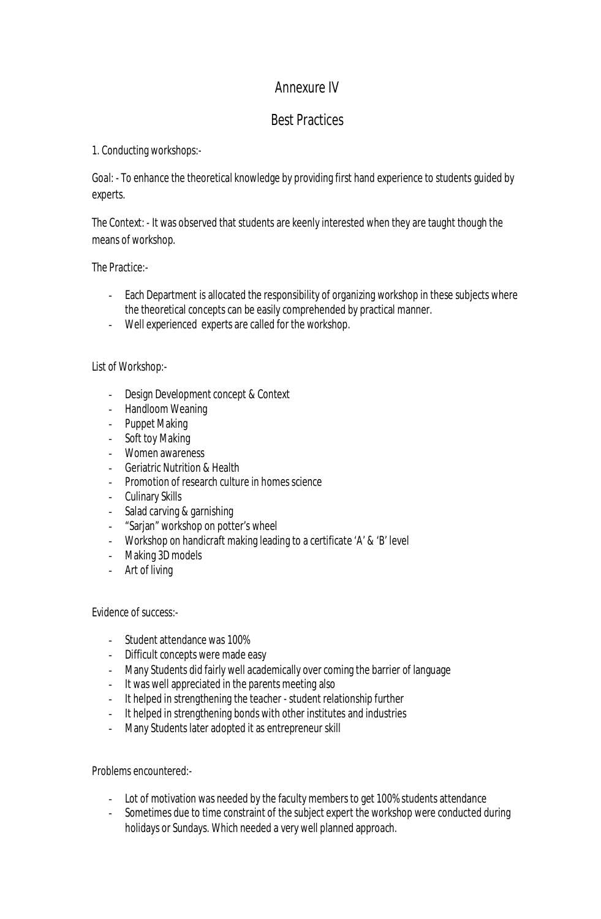# Annexure IV

## Best Practices

1. Conducting workshops:-

Goal: - To enhance the theoretical knowledge by providing first hand experience to students guided by experts.

The Context: - It was observed that students are keenly interested when they are taught though the means of workshop.

The Practice:-

- Each Department is allocated the responsibility of organizing workshop in these subjects where the theoretical concepts can be easily comprehended by practical manner.
- Well experienced experts are called for the workshop.

List of Workshop:-

- Design Development concept & Context
- Handloom Weaning
- Puppet Making
- Soft toy Making
- Women awareness
- Geriatric Nutrition & Health
- Promotion of research culture in homes science
- Culinary Skills
- Salad carving & garnishing
- "Sarjan" workshop on potter's wheel
- Workshop on handicraft making leading to a certificate 'A' & 'B' level
- Making 3D models
- Art of living

Evidence of success:-

- Student attendance was 100%
- Difficult concepts were made easy
- Many Students did fairly well academically over coming the barrier of language
- It was well appreciated in the parents meeting also
- It helped in strengthening the teacher - student relationship further
- It helped in strengthening bonds with other institutes and industries
- Many Students later adopted it as entrepreneur skill

Problems encountered:-

- Lot of motivation was needed by the faculty members to get 100% students attendance
- Sometimes due to time constraint of the subject expert the workshop were conducted during holidays or Sundays. Which needed a very well planned approach.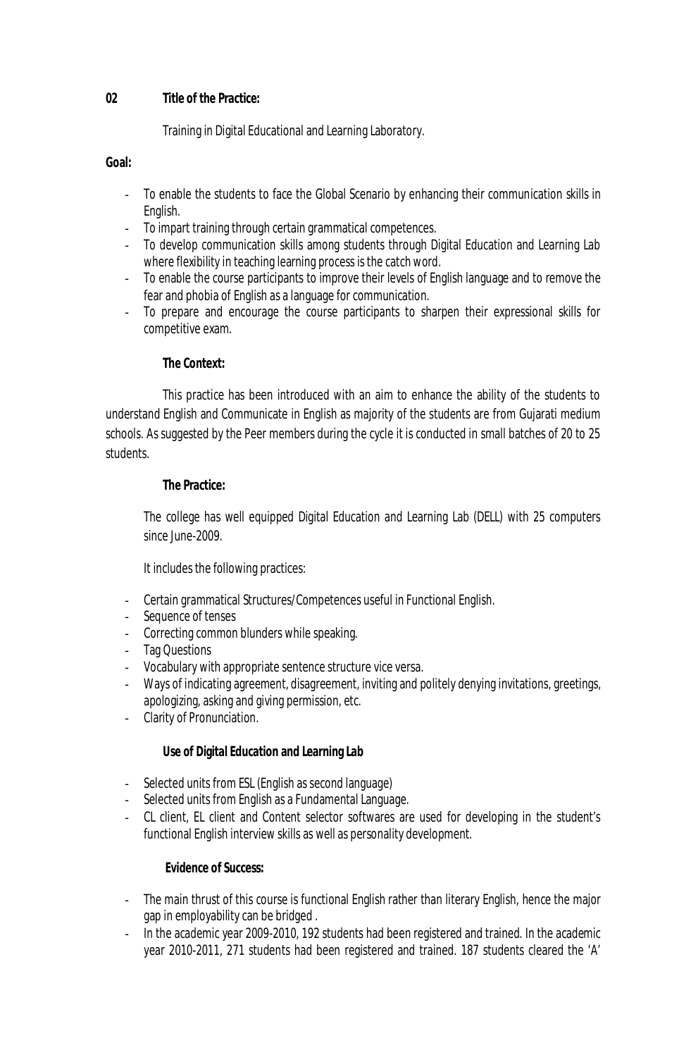**02 Title of the Practice:**

Training in Digital Educational and Learning Laboratory.

**Goal:**

- To enable the students to face the Global Scenario by enhancing their communication skills in English.
- To impart training through certain grammatical competences.
- To develop communication skills among students through Digital Education and Learning Lab where flexibility in teaching learning process is the catch word.
- To enable the course participants to improve their levels of English language and to remove the fear and phobia of English as a language for communication.
- To prepare and encourage the course participants to sharpen their expressional skills for competitive exam.

**The Context:**

This practice has been introduced with an aim to enhance the ability of the students to understand English and Communicate in English as majority of the students are from Gujarati medium schools. As suggested by the Peer members during the cycle it is conducted in small batches of 20 to 25 students.

**The Practice:**

The college has well equipped Digital Education and Learning Lab (DELL) with 25 computers since June-2009.

It includes the following practices:

- Certain grammatical Structures/Competences useful in Functional English.
- Sequence of tenses
- Correcting common blunders while speaking.
- Tag Questions
- Vocabulary with appropriate sentence structure vice versa.
- Ways of indicating agreement, disagreement, inviting and politely denying invitations, greetings, apologizing, asking and giving permission, etc.
- Clarity of Pronunciation.

**Use of Digital Education and Learning Lab**

- Selected units from ESL (English as second language)
- Selected units from English as a Fundamental Language.
- CL client, EL client and Content selector softwares are used for developing in the student's functional English interview skills as well as personality development.

**Evidence of Success:**

- The main thrust of this course is functional English rather than literary English, hence the major gap in employability can be bridged .
- In the academic year 2009-2010, 192 students had been registered and trained. In the academic year 2010-2011, 271 students had been registered and trained. 187 students cleared the 'A'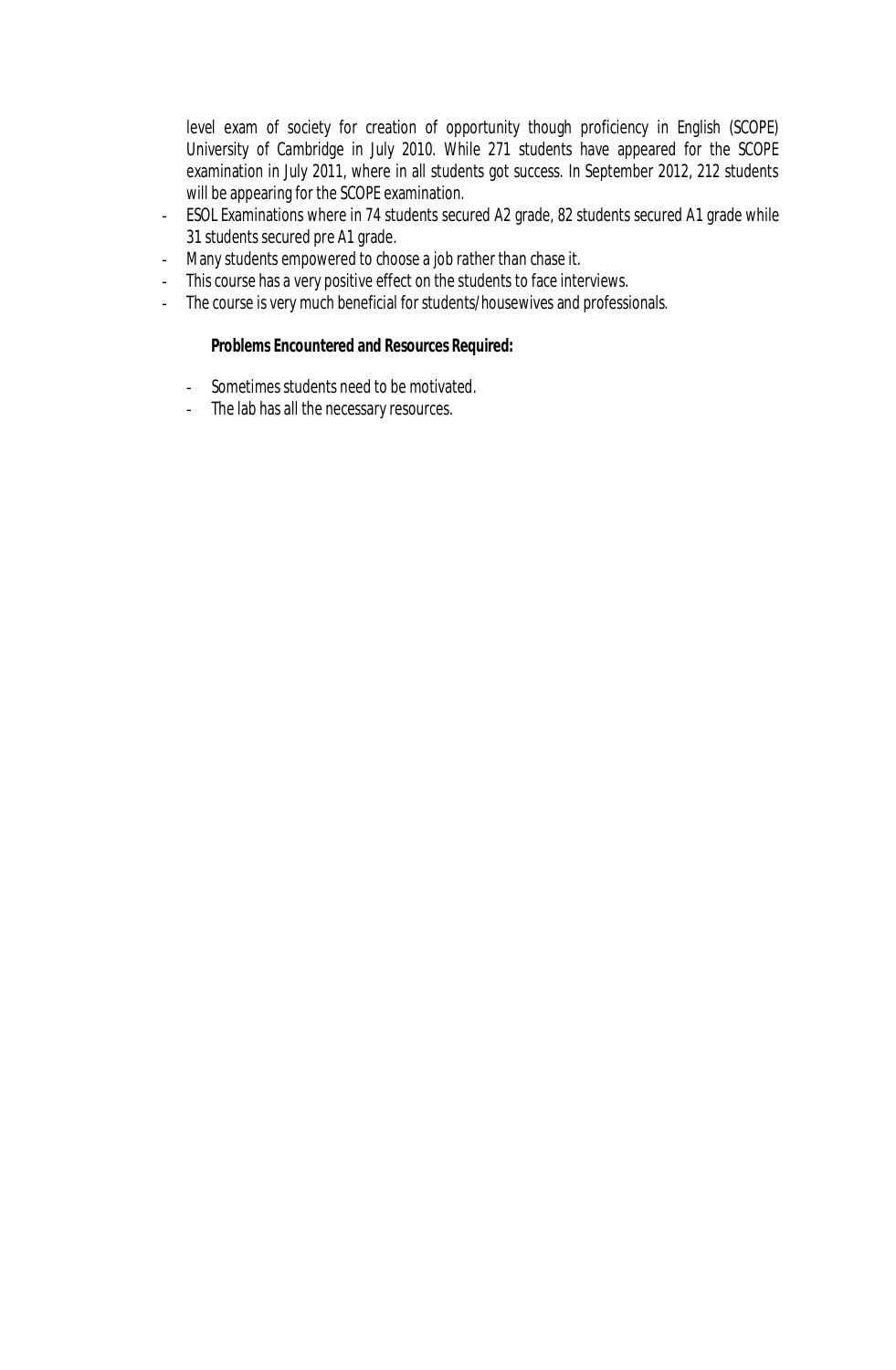level exam of society for creation of opportunity though proficiency in English (SCOPE) University of Cambridge in July 2010. While 271 students have appeared for the SCOPE examination in July 2011, where in all students got success. In September 2012, 212 students will be appearing for the SCOPE examination.

- ESOL Examinations where in 74 students secured A2 grade, 82 students secured A1 grade while 31 students secured pre A1 grade.
- Many students empowered to choose a job rather than chase it.
- This course has a very positive effect on the students to face interviews.
- The course is very much beneficial for students/housewives and professionals.

**Problems Encountered and Resources Required:**

- Sometimes students need to be motivated.
- The lab has all the necessary resources.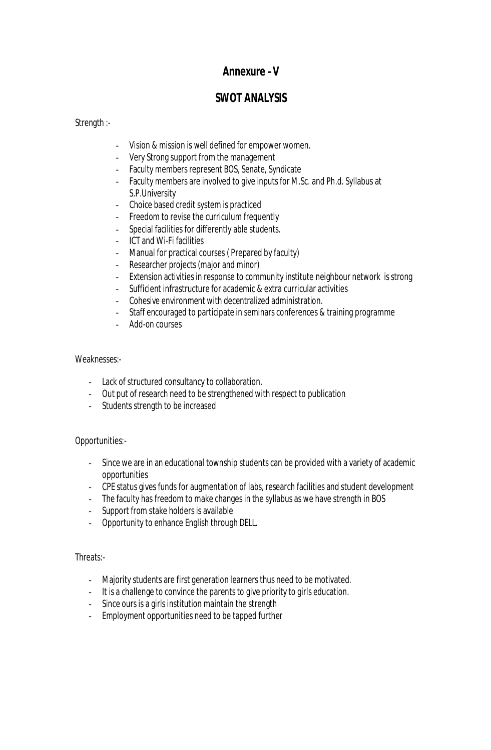# Annexure – V

## SWOT ANALYSIS

Strength :-

- Vision & mission is well defined for empower women.
- Very Strong support from the management
- Faculty members represent BOS, Senate, Syndicate
- Faculty members are involved to give inputs for M.Sc. and Ph.d. Syllabus at S.P.University
- Choice based credit system is practiced
- Freedom to revise the curriculum frequently
- Special facilities for differently able students.
- ICT and Wi-Fi facilities
- Manual for practical courses ( Prepared by faculty)
- Researcher projects (major and minor)
- Extension activities in response to community institute neighbour network is strong
- Sufficient infrastructure for academic & extra curricular activities
- Cohesive environment with decentralized administration.
- Staff encouraged to participate in seminars conferences & training programme
- Add-on courses

Weaknesses:-

- Lack of structured consultancy to collaboration.
- Out put of research need to be strengthened with respect to publication
- Students strength to be increased

Opportunities:-

- Since we are in an educational township students can be provided with a variety of academic opportunities
- CPE status gives funds for augmentation of labs, research facilities and student development
- The faculty has freedom to make changes in the syllabus as we have strength in BOS
- Support from stake holders is available
- Opportunity to enhance English through DELL.

Threats:-

- Majority students are first generation learners thus need to be motivated.
- It is a challenge to convince the parents to give priority to girls education.
- Since ours is a girls institution maintain the strength
- Employment opportunities need to be tapped further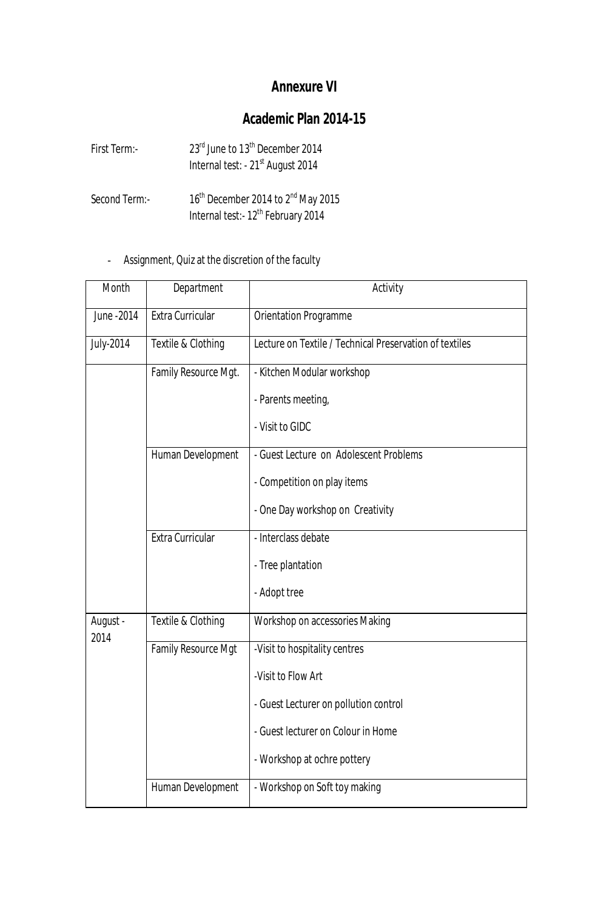# Annexure VI

# Academic Plan 2014-15

First Term:- 23rd June to 13th December 2014
Internal test: - 21st August 2014

Second Term:- 16th December 2014 to 2nd May 2015
Internal test:- 12th February 2014

- Assignment, Quiz at the discretion of the faculty

| Month | Department | Activity |
|---|---|---|
| June -2014 | Extra Curricular | Orientation Programme |
| July-2014 | Textile & Clothing | Lecture on Textile / Technical Preservation of textiles |
| | Family Resource Mgt. | - Kitchen Modular workshop<br>- Parents meeting,<br>- Visit to GIDC |
| | Human Development | - Guest Lecture on Adolescent Problems<br>- Competition on play items<br>- One Day workshop on Creativity |
| | Extra Curricular | - Interclass debate<br>- Tree plantation<br>- Adopt tree |
| August - 2014 | Textile & Clothing | Workshop on accessories Making |
| | Family Resource Mgt | -Visit to hospitality centres<br>-Visit to Flow Art<br>- Guest Lecturer on pollution control<br>- Guest lecturer on Colour in Home<br>- Workshop at ochre pottery |
| | Human Development | - Workshop on Soft toy making |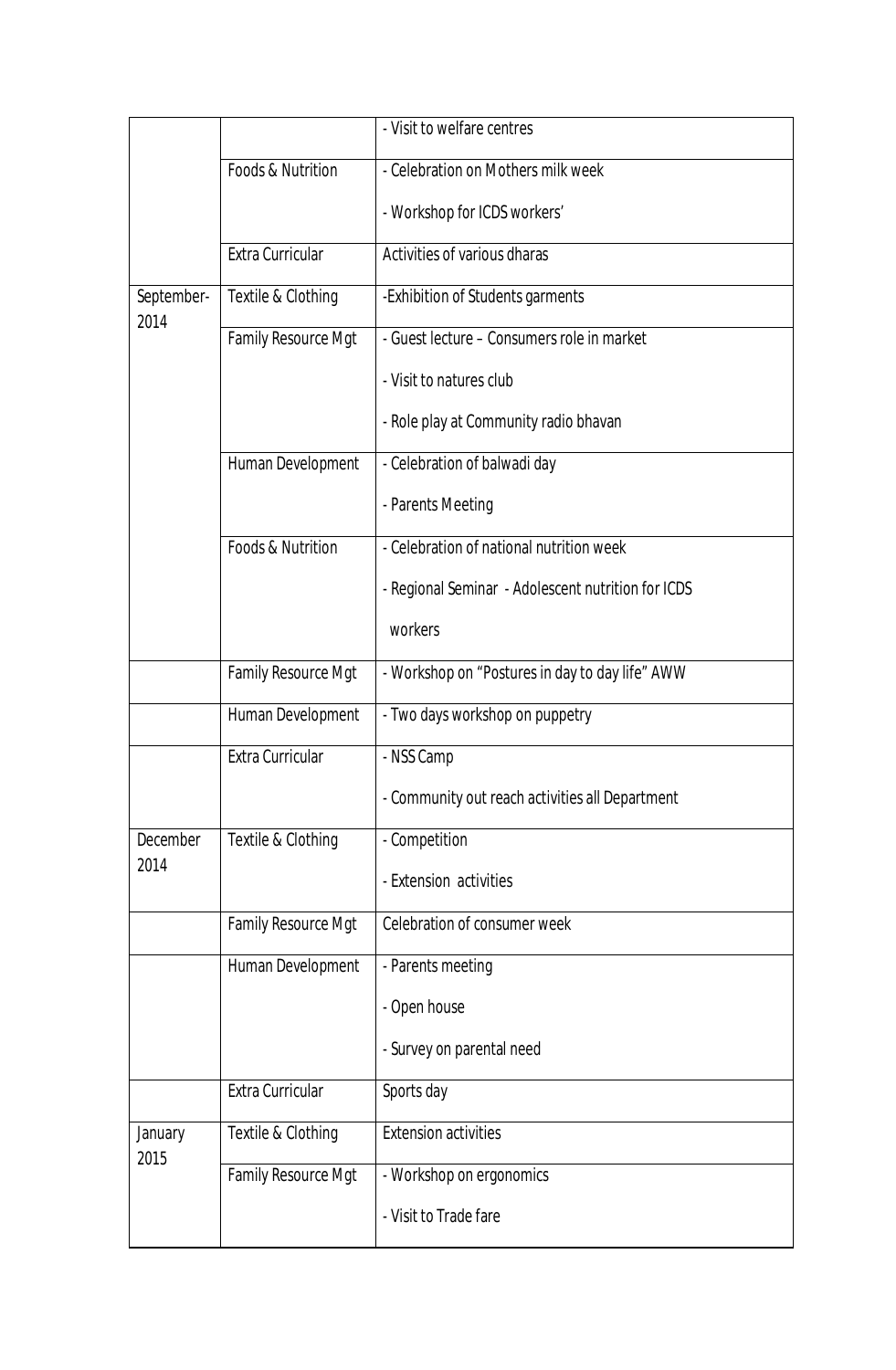| | | - Visit to welfare centres |
|---|---|---|
| | Foods & Nutrition | - Celebration on Mothers milk week<br>- Workshop for ICDS workers' |
| | Extra Curricular | Activities of various dharas |
| September-2014 | Textile & Clothing | -Exhibition of Students garments |
| | Family Resource Mgt | - Guest lecture – Consumers role in market<br>- Visit to natures club<br>- Role play at Community radio bhavan |
| | Human Development | - Celebration of balwadi day<br>- Parents Meeting |
| | Foods & Nutrition | - Celebration of national nutrition week<br>- Regional Seminar - Adolescent nutrition for ICDS workers |
| | Family Resource Mgt | - Workshop on "Postures in day to day life" AWW |
| | Human Development | - Two days workshop on puppetry |
| | Extra Curricular | - NSS Camp<br>- Community out reach activities all Department |
| December 2014 | Textile & Clothing | - Competition<br>- Extension activities |
| | Family Resource Mgt | Celebration of consumer week |
| | Human Development | - Parents meeting<br>- Open house<br>- Survey on parental need |
| | Extra Curricular | Sports day |
| January 2015 | Textile & Clothing | Extension activities |
| | Family Resource Mgt | - Workshop on ergonomics<br>- Visit to Trade fare |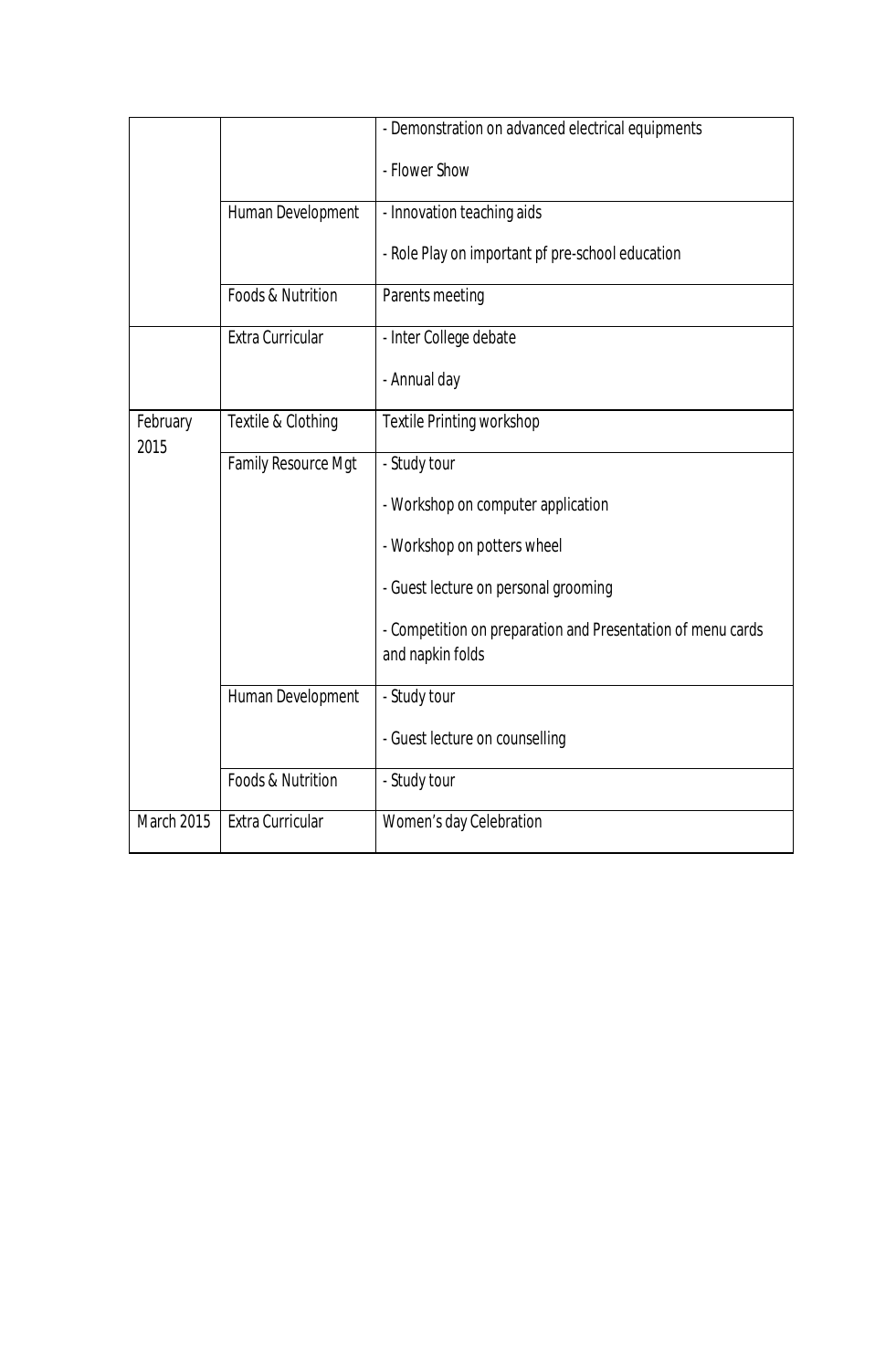| | | |
|---|---|---|
| | | - Demonstration on advanced electrical equipments<br><br>- Flower Show |
| | Human Development | - Innovation teaching aids<br><br>- Role Play on important pf pre-school education |
| | Foods & Nutrition | Parents meeting |
| | Extra Curricular | - Inter College debate<br><br>- Annual day |
| February 2015 | Textile & Clothing | Textile Printing workshop |
| | Family Resource Mgt | - Study tour<br><br>- Workshop on computer application<br><br>- Workshop on potters wheel<br><br>- Guest lecture on personal grooming<br><br>- Competition on preparation and Presentation of menu cards and napkin folds |
| | Human Development | - Study tour<br><br>- Guest lecture on counselling |
| | Foods & Nutrition | - Study tour |
| March 2015 | Extra Curricular | Women's day Celebration |